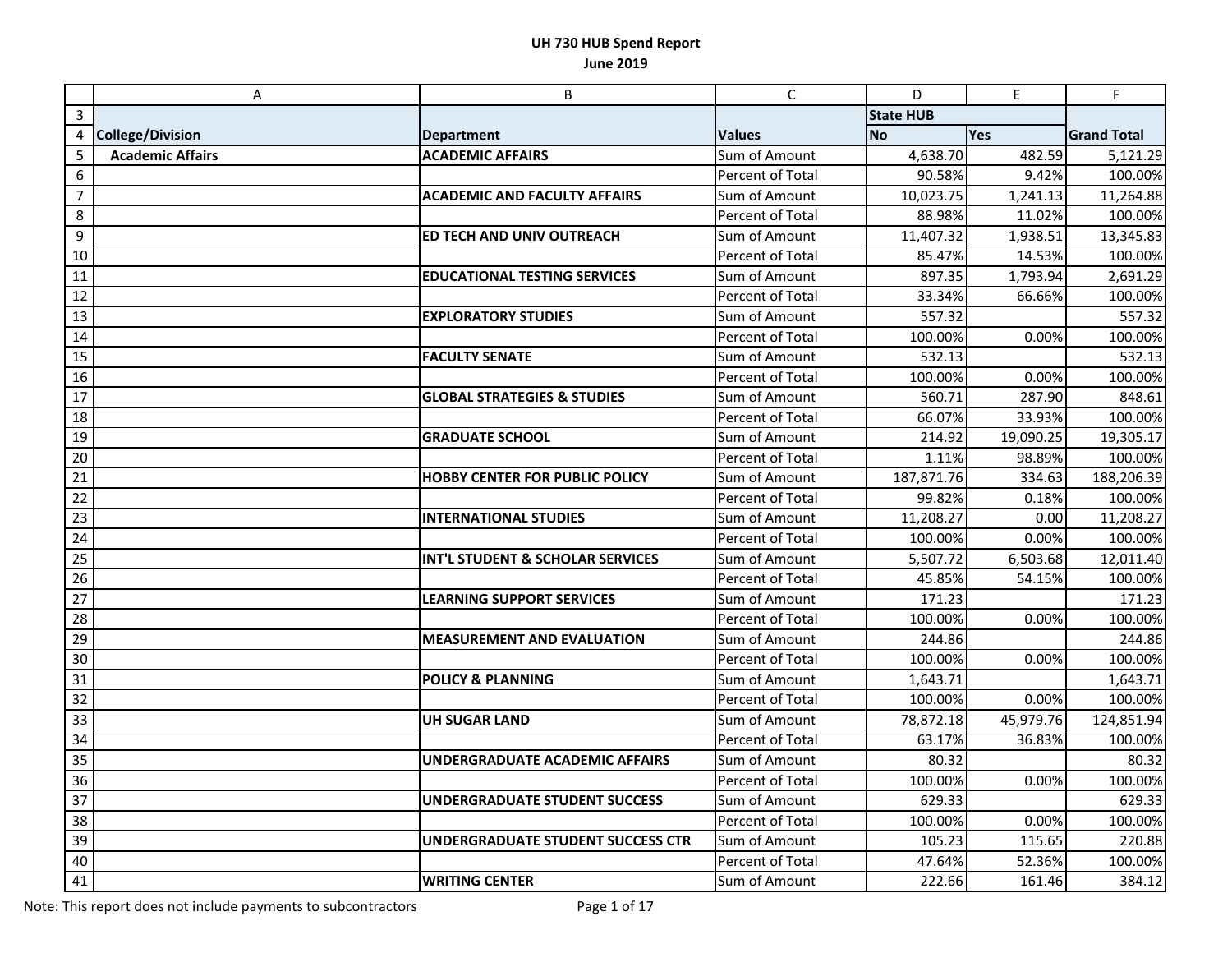# UH 730 HUB Spend Report

## June 2019

| | A | B | C | D | E | F |
|---|---|---|---|---|---|---|
| 3 | | | | State HUB | | |
| 4 | **College/Division** | **Department** | **Values** | **No** | **Yes** | **Grand Total** |
| 5 | **Academic Affairs** | **ACADEMIC AFFAIRS** | Sum of Amount | 4,638.70 | 482.59 | 5,121.29 |
| 6 | | | Percent of Total | 90.58% | 9.42% | 100.00% |
| 7 | | **ACADEMIC AND FACULTY AFFAIRS** | Sum of Amount | 10,023.75 | 1,241.13 | 11,264.88 |
| 8 | | | Percent of Total | 88.98% | 11.02% | 100.00% |
| 9 | | **ED TECH AND UNIV OUTREACH** | Sum of Amount | 11,407.32 | 1,938.51 | 13,345.83 |
| 10 | | | Percent of Total | 85.47% | 14.53% | 100.00% |
| 11 | | **EDUCATIONAL TESTING SERVICES** | Sum of Amount | 897.35 | 1,793.94 | 2,691.29 |
| 12 | | | Percent of Total | 33.34% | 66.66% | 100.00% |
| 13 | | **EXPLORATORY STUDIES** | Sum of Amount | 557.32 | | 557.32 |
| 14 | | | Percent of Total | 100.00% | 0.00% | 100.00% |
| 15 | | **FACULTY SENATE** | Sum of Amount | 532.13 | | 532.13 |
| 16 | | | Percent of Total | 100.00% | 0.00% | 100.00% |
| 17 | | **GLOBAL STRATEGIES & STUDIES** | Sum of Amount | 560.71 | 287.90 | 848.61 |
| 18 | | | Percent of Total | 66.07% | 33.93% | 100.00% |
| 19 | | **GRADUATE SCHOOL** | Sum of Amount | 214.92 | 19,090.25 | 19,305.17 |
| 20 | | | Percent of Total | 1.11% | 98.89% | 100.00% |
| 21 | | **HOBBY CENTER FOR PUBLIC POLICY** | Sum of Amount | 187,871.76 | 334.63 | 188,206.39 |
| 22 | | | Percent of Total | 99.82% | 0.18% | 100.00% |
| 23 | | **INTERNATIONAL STUDIES** | Sum of Amount | 11,208.27 | 0.00 | 11,208.27 |
| 24 | | | Percent of Total | 100.00% | 0.00% | 100.00% |
| 25 | | **INT'L STUDENT & SCHOLAR SERVICES** | Sum of Amount | 5,507.72 | 6,503.68 | 12,011.40 |
| 26 | | | Percent of Total | 45.85% | 54.15% | 100.00% |
| 27 | | **LEARNING SUPPORT SERVICES** | Sum of Amount | 171.23 | | 171.23 |
| 28 | | | Percent of Total | 100.00% | 0.00% | 100.00% |
| 29 | | **MEASUREMENT AND EVALUATION** | Sum of Amount | 244.86 | | 244.86 |
| 30 | | | Percent of Total | 100.00% | 0.00% | 100.00% |
| 31 | | **POLICY & PLANNING** | Sum of Amount | 1,643.71 | | 1,643.71 |
| 32 | | | Percent of Total | 100.00% | 0.00% | 100.00% |
| 33 | | **UH SUGAR LAND** | Sum of Amount | 78,872.18 | 45,979.76 | 124,851.94 |
| 34 | | | Percent of Total | 63.17% | 36.83% | 100.00% |
| 35 | | **UNDERGRADUATE ACADEMIC AFFAIRS** | Sum of Amount | 80.32 | | 80.32 |
| 36 | | | Percent of Total | 100.00% | 0.00% | 100.00% |
| 37 | | **UNDERGRADUATE STUDENT SUCCESS** | Sum of Amount | 629.33 | | 629.33 |
| 38 | | | Percent of Total | 100.00% | 0.00% | 100.00% |
| 39 | | **UNDERGRADUATE STUDENT SUCCESS CTR** | Sum of Amount | 105.23 | 115.65 | 220.88 |
| 40 | | | Percent of Total | 47.64% | 52.36% | 100.00% |
| 41 | | **WRITING CENTER** | Sum of Amount | 222.66 | 161.46 | 384.12 |

Note: This report does not include payments to subcontractors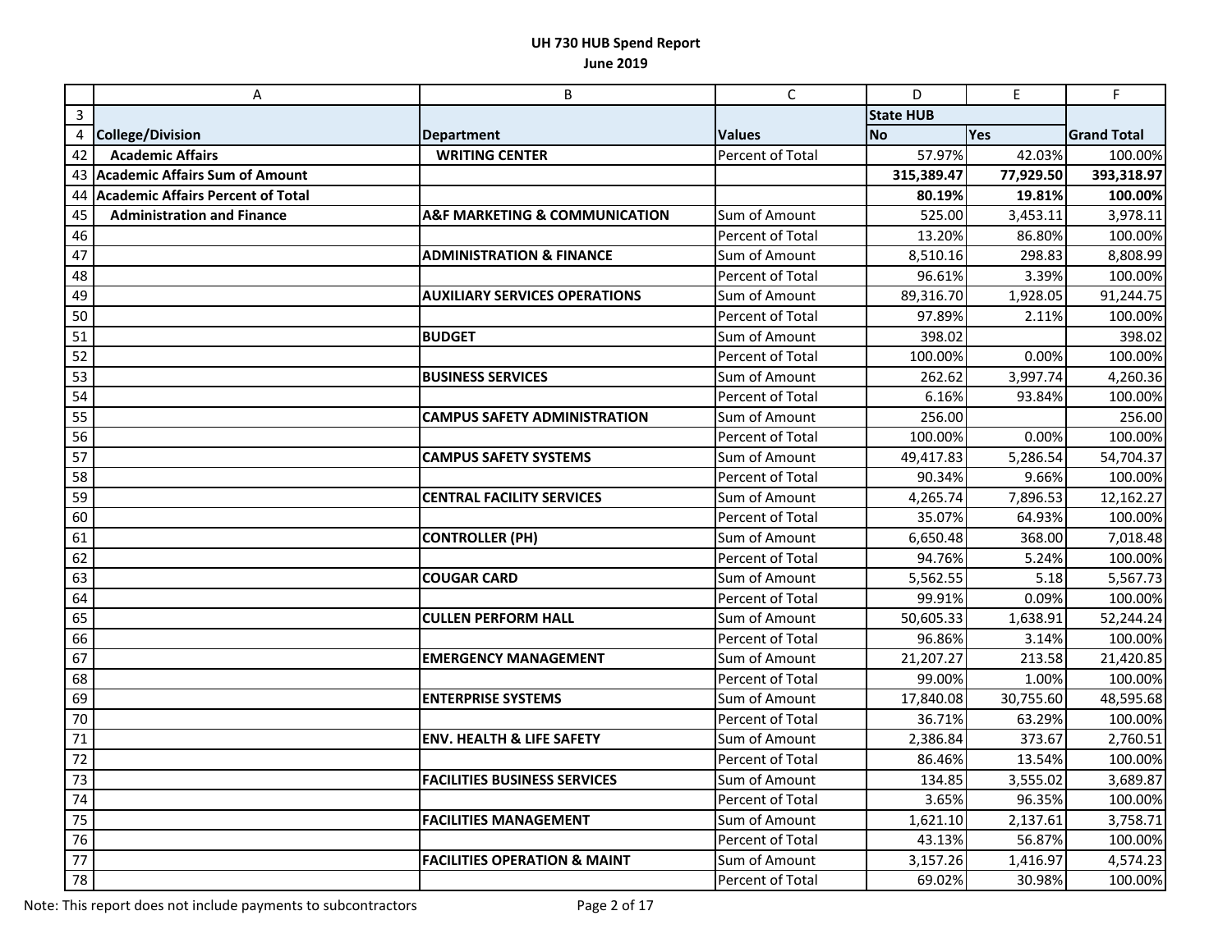# UH 730 HUB Spend Report

## June 2019

| | A | B | C | D | E | F |
|---|---|---|---|---|---|---|
| 3 | | | | State HUB | | |
| 4 | **College/Division** | **Department** | **Values** | **No** | **Yes** | **Grand Total** |
| 42 | **Academic Affairs** | **WRITING CENTER** | Percent of Total | 57.97% | 42.03% | 100.00% |
| 43 | **Academic Affairs Sum of Amount** | | | **315,389.47** | **77,929.50** | **393,318.97** |
| 44 | **Academic Affairs Percent of Total** | | | **80.19%** | **19.81%** | **100.00%** |
| 45 | **Administration and Finance** | **A&F MARKETING & COMMUNICATION** | Sum of Amount | 525.00 | 3,453.11 | 3,978.11 |
| 46 | | | Percent of Total | 13.20% | 86.80% | 100.00% |
| 47 | | **ADMINISTRATION & FINANCE** | Sum of Amount | 8,510.16 | 298.83 | 8,808.99 |
| 48 | | | Percent of Total | 96.61% | 3.39% | 100.00% |
| 49 | | **AUXILIARY SERVICES OPERATIONS** | Sum of Amount | 89,316.70 | 1,928.05 | 91,244.75 |
| 50 | | | Percent of Total | 97.89% | 2.11% | 100.00% |
| 51 | | **BUDGET** | Sum of Amount | 398.02 | | 398.02 |
| 52 | | | Percent of Total | 100.00% | 0.00% | 100.00% |
| 53 | | **BUSINESS SERVICES** | Sum of Amount | 262.62 | 3,997.74 | 4,260.36 |
| 54 | | | Percent of Total | 6.16% | 93.84% | 100.00% |
| 55 | | **CAMPUS SAFETY ADMINISTRATION** | Sum of Amount | 256.00 | | 256.00 |
| 56 | | | Percent of Total | 100.00% | 0.00% | 100.00% |
| 57 | | **CAMPUS SAFETY SYSTEMS** | Sum of Amount | 49,417.83 | 5,286.54 | 54,704.37 |
| 58 | | | Percent of Total | 90.34% | 9.66% | 100.00% |
| 59 | | **CENTRAL FACILITY SERVICES** | Sum of Amount | 4,265.74 | 7,896.53 | 12,162.27 |
| 60 | | | Percent of Total | 35.07% | 64.93% | 100.00% |
| 61 | | **CONTROLLER (PH)** | Sum of Amount | 6,650.48 | 368.00 | 7,018.48 |
| 62 | | | Percent of Total | 94.76% | 5.24% | 100.00% |
| 63 | | **COUGAR CARD** | Sum of Amount | 5,562.55 | 5.18 | 5,567.73 |
| 64 | | | Percent of Total | 99.91% | 0.09% | 100.00% |
| 65 | | **CULLEN PERFORM HALL** | Sum of Amount | 50,605.33 | 1,638.91 | 52,244.24 |
| 66 | | | Percent of Total | 96.86% | 3.14% | 100.00% |
| 67 | | **EMERGENCY MANAGEMENT** | Sum of Amount | 21,207.27 | 213.58 | 21,420.85 |
| 68 | | | Percent of Total | 99.00% | 1.00% | 100.00% |
| 69 | | **ENTERPRISE SYSTEMS** | Sum of Amount | 17,840.08 | 30,755.60 | 48,595.68 |
| 70 | | | Percent of Total | 36.71% | 63.29% | 100.00% |
| 71 | | **ENV. HEALTH & LIFE SAFETY** | Sum of Amount | 2,386.84 | 373.67 | 2,760.51 |
| 72 | | | Percent of Total | 86.46% | 13.54% | 100.00% |
| 73 | | **FACILITIES BUSINESS SERVICES** | Sum of Amount | 134.85 | 3,555.02 | 3,689.87 |
| 74 | | | Percent of Total | 3.65% | 96.35% | 100.00% |
| 75 | | **FACILITIES MANAGEMENT** | Sum of Amount | 1,621.10 | 2,137.61 | 3,758.71 |
| 76 | | | Percent of Total | 43.13% | 56.87% | 100.00% |
| 77 | | **FACILITIES OPERATION & MAINT** | Sum of Amount | 3,157.26 | 1,416.97 | 4,574.23 |
| 78 | | | Percent of Total | 69.02% | 30.98% | 100.00% |

Note: This report does not include payments to subcontractors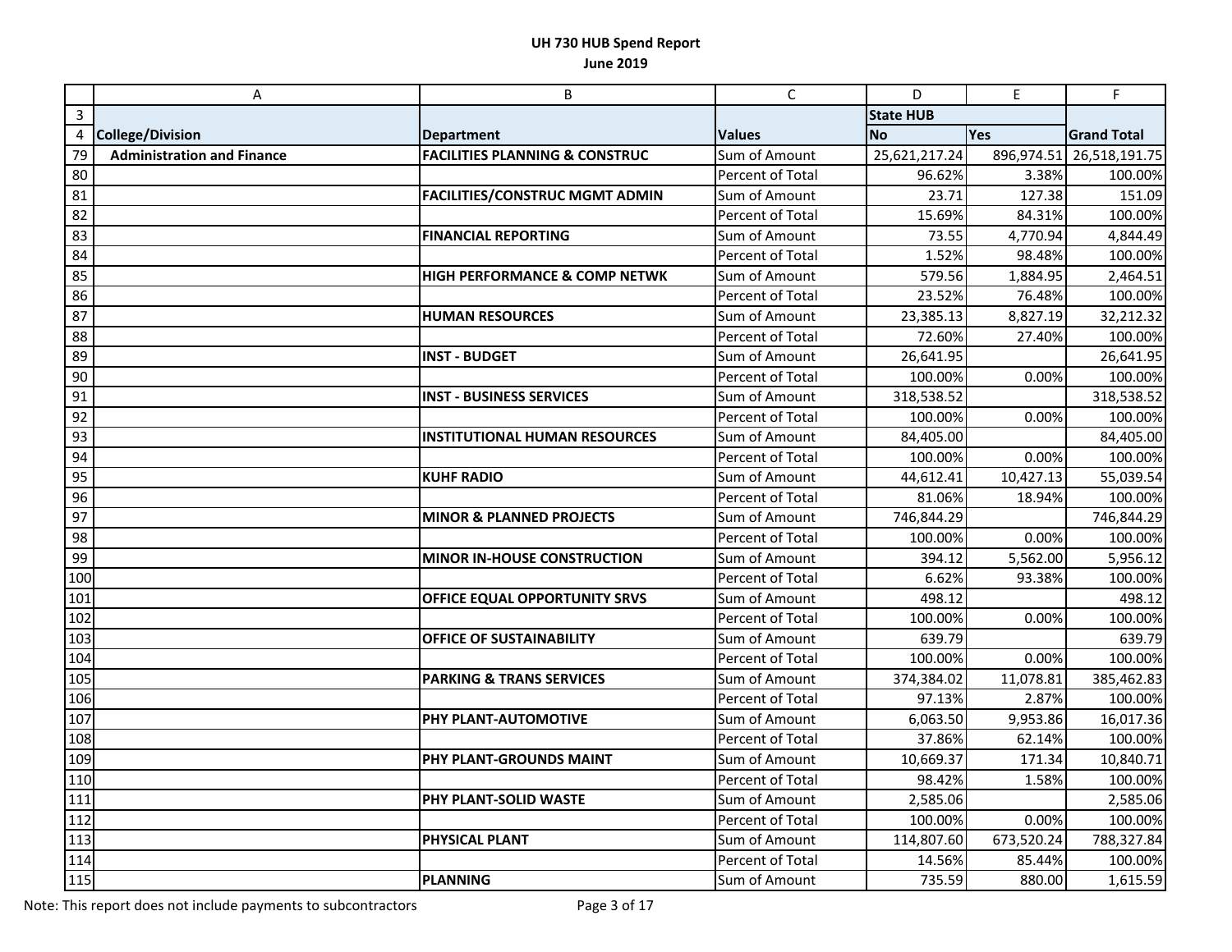**UH 730 HUB Spend Report**

**June 2019**

| | A | B | C | D | E | F |
|---|---|---|---|---|---|---|
| 3 | | | | **State HUB** | | |
| 4 | **College/Division** | **Department** | **Values** | **No** | **Yes** | **Grand Total** |
| 79 | **Administration and Finance** | **FACILITIES PLANNING & CONSTRUC** | Sum of Amount | 25,621,217.24 | 896,974.51 | 26,518,191.75 |
| 80 | | | Percent of Total | 96.62% | 3.38% | 100.00% |
| 81 | | **FACILITIES/CONSTRUC MGMT ADMIN** | Sum of Amount | 23.71 | 127.38 | 151.09 |
| 82 | | | Percent of Total | 15.69% | 84.31% | 100.00% |
| 83 | | **FINANCIAL REPORTING** | Sum of Amount | 73.55 | 4,770.94 | 4,844.49 |
| 84 | | | Percent of Total | 1.52% | 98.48% | 100.00% |
| 85 | | **HIGH PERFORMANCE & COMP NETWK** | Sum of Amount | 579.56 | 1,884.95 | 2,464.51 |
| 86 | | | Percent of Total | 23.52% | 76.48% | 100.00% |
| 87 | | **HUMAN RESOURCES** | Sum of Amount | 23,385.13 | 8,827.19 | 32,212.32 |
| 88 | | | Percent of Total | 72.60% | 27.40% | 100.00% |
| 89 | | **INST - BUDGET** | Sum of Amount | 26,641.95 | | 26,641.95 |
| 90 | | | Percent of Total | 100.00% | 0.00% | 100.00% |
| 91 | | **INST - BUSINESS SERVICES** | Sum of Amount | 318,538.52 | | 318,538.52 |
| 92 | | | Percent of Total | 100.00% | 0.00% | 100.00% |
| 93 | | **INSTITUTIONAL HUMAN RESOURCES** | Sum of Amount | 84,405.00 | | 84,405.00 |
| 94 | | | Percent of Total | 100.00% | 0.00% | 100.00% |
| 95 | | **KUHF RADIO** | Sum of Amount | 44,612.41 | 10,427.13 | 55,039.54 |
| 96 | | | Percent of Total | 81.06% | 18.94% | 100.00% |
| 97 | | **MINOR & PLANNED PROJECTS** | Sum of Amount | 746,844.29 | | 746,844.29 |
| 98 | | | Percent of Total | 100.00% | 0.00% | 100.00% |
| 99 | | **MINOR IN-HOUSE CONSTRUCTION** | Sum of Amount | 394.12 | 5,562.00 | 5,956.12 |
| 100 | | | Percent of Total | 6.62% | 93.38% | 100.00% |
| 101 | | **OFFICE EQUAL OPPORTUNITY SRVS** | Sum of Amount | 498.12 | | 498.12 |
| 102 | | | Percent of Total | 100.00% | 0.00% | 100.00% |
| 103 | | **OFFICE OF SUSTAINABILITY** | Sum of Amount | 639.79 | | 639.79 |
| 104 | | | Percent of Total | 100.00% | 0.00% | 100.00% |
| 105 | | **PARKING & TRANS SERVICES** | Sum of Amount | 374,384.02 | 11,078.81 | 385,462.83 |
| 106 | | | Percent of Total | 97.13% | 2.87% | 100.00% |
| 107 | | **PHY PLANT-AUTOMOTIVE** | Sum of Amount | 6,063.50 | 9,953.86 | 16,017.36 |
| 108 | | | Percent of Total | 37.86% | 62.14% | 100.00% |
| 109 | | **PHY PLANT-GROUNDS MAINT** | Sum of Amount | 10,669.37 | 171.34 | 10,840.71 |
| 110 | | | Percent of Total | 98.42% | 1.58% | 100.00% |
| 111 | | **PHY PLANT-SOLID WASTE** | Sum of Amount | 2,585.06 | | 2,585.06 |
| 112 | | | Percent of Total | 100.00% | 0.00% | 100.00% |
| 113 | | **PHYSICAL PLANT** | Sum of Amount | 114,807.60 | 673,520.24 | 788,327.84 |
| 114 | | | Percent of Total | 14.56% | 85.44% | 100.00% |
| 115 | | **PLANNING** | Sum of Amount | 735.59 | 880.00 | 1,615.59 |

Note: This report does not include payments to subcontractors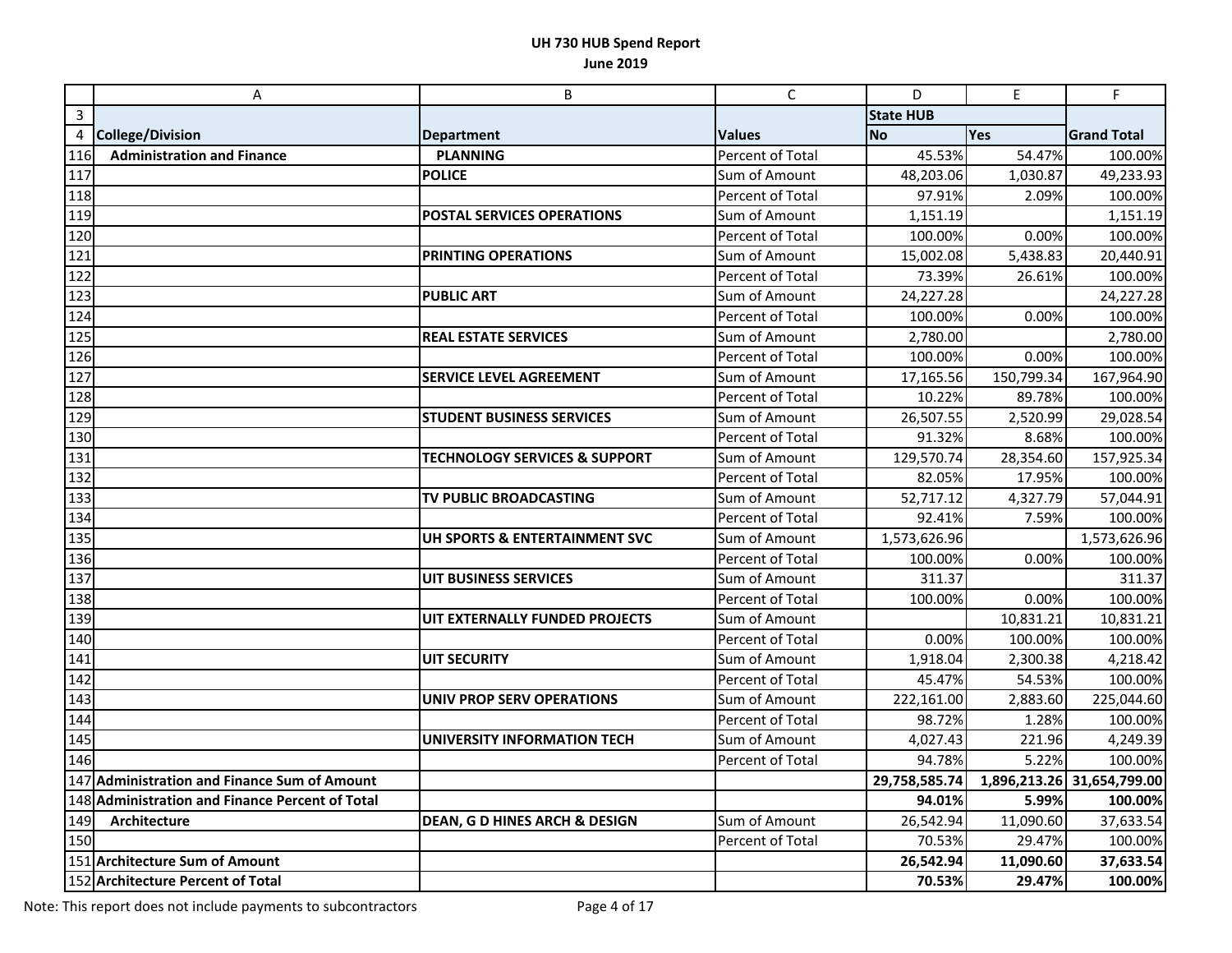# UH 730 HUB Spend Report

## June 2019

| | A | B | C | D | E | F |
|---|---|---|---|---|---|---|
| 3 | | | | State HUB | | |
| 4 | **College/Division** | **Department** | **Values** | **No** | **Yes** | **Grand Total** |
| 116 | **Administration and Finance** | **PLANNING** | Percent of Total | 45.53% | 54.47% | 100.00% |
| 117 | | **POLICE** | Sum of Amount | 48,203.06 | 1,030.87 | 49,233.93 |
| 118 | | | Percent of Total | 97.91% | 2.09% | 100.00% |
| 119 | | **POSTAL SERVICES OPERATIONS** | Sum of Amount | 1,151.19 | | 1,151.19 |
| 120 | | | Percent of Total | 100.00% | 0.00% | 100.00% |
| 121 | | **PRINTING OPERATIONS** | Sum of Amount | 15,002.08 | 5,438.83 | 20,440.91 |
| 122 | | | Percent of Total | 73.39% | 26.61% | 100.00% |
| 123 | | **PUBLIC ART** | Sum of Amount | 24,227.28 | | 24,227.28 |
| 124 | | | Percent of Total | 100.00% | 0.00% | 100.00% |
| 125 | | **REAL ESTATE SERVICES** | Sum of Amount | 2,780.00 | | 2,780.00 |
| 126 | | | Percent of Total | 100.00% | 0.00% | 100.00% |
| 127 | | **SERVICE LEVEL AGREEMENT** | Sum of Amount | 17,165.56 | 150,799.34 | 167,964.90 |
| 128 | | | Percent of Total | 10.22% | 89.78% | 100.00% |
| 129 | | **STUDENT BUSINESS SERVICES** | Sum of Amount | 26,507.55 | 2,520.99 | 29,028.54 |
| 130 | | | Percent of Total | 91.32% | 8.68% | 100.00% |
| 131 | | **TECHNOLOGY SERVICES & SUPPORT** | Sum of Amount | 129,570.74 | 28,354.60 | 157,925.34 |
| 132 | | | Percent of Total | 82.05% | 17.95% | 100.00% |
| 133 | | **TV PUBLIC BROADCASTING** | Sum of Amount | 52,717.12 | 4,327.79 | 57,044.91 |
| 134 | | | Percent of Total | 92.41% | 7.59% | 100.00% |
| 135 | | **UH SPORTS & ENTERTAINMENT SVC** | Sum of Amount | 1,573,626.96 | | 1,573,626.96 |
| 136 | | | Percent of Total | 100.00% | 0.00% | 100.00% |
| 137 | | **UIT BUSINESS SERVICES** | Sum of Amount | 311.37 | | 311.37 |
| 138 | | | Percent of Total | 100.00% | 0.00% | 100.00% |
| 139 | | **UIT EXTERNALLY FUNDED PROJECTS** | Sum of Amount | | 10,831.21 | 10,831.21 |
| 140 | | | Percent of Total | 0.00% | 100.00% | 100.00% |
| 141 | | **UIT SECURITY** | Sum of Amount | 1,918.04 | 2,300.38 | 4,218.42 |
| 142 | | | Percent of Total | 45.47% | 54.53% | 100.00% |
| 143 | | **UNIV PROP SERV OPERATIONS** | Sum of Amount | 222,161.00 | 2,883.60 | 225,044.60 |
| 144 | | | Percent of Total | 98.72% | 1.28% | 100.00% |
| 145 | | **UNIVERSITY INFORMATION TECH** | Sum of Amount | 4,027.43 | 221.96 | 4,249.39 |
| 146 | | | Percent of Total | 94.78% | 5.22% | 100.00% |
| 147 | **Administration and Finance Sum of Amount** | | | **29,758,585.74** | **1,896,213.26** | **31,654,799.00** |
| 148 | **Administration and Finance Percent of Total** | | | **94.01%** | **5.99%** | **100.00%** |
| 149 | **Architecture** | **DEAN, G D HINES ARCH & DESIGN** | Sum of Amount | 26,542.94 | 11,090.60 | 37,633.54 |
| 150 | | | Percent of Total | 70.53% | 29.47% | 100.00% |
| 151 | **Architecture Sum of Amount** | | | **26,542.94** | **11,090.60** | **37,633.54** |
| 152 | **Architecture Percent of Total** | | | **70.53%** | **29.47%** | **100.00%** |

Note: This report does not include payments to subcontractors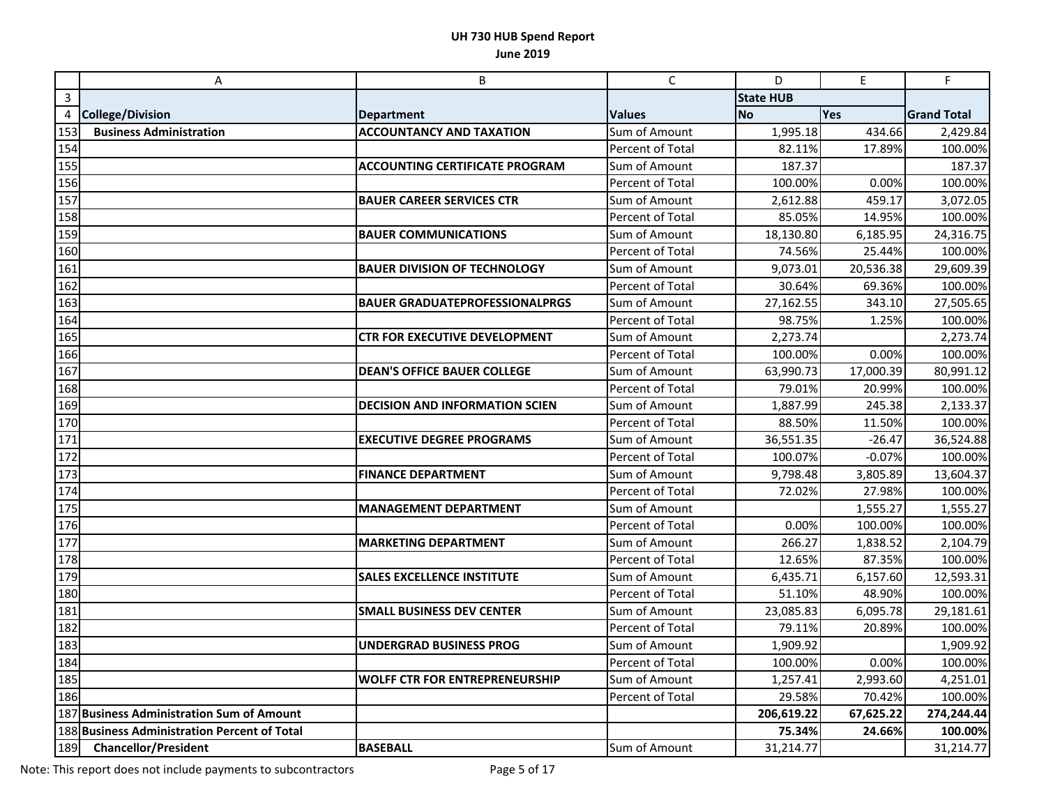**UH 730 HUB Spend Report**

**June 2019**

| | A | B | C | D | E | F |
|---|---|---|---|---|---|---|
| 3 | | | | State HUB | | |
| 4 | College/Division | Department | Values | No | Yes | Grand Total |
| 153 | **Business Administration** | **ACCOUNTANCY AND TAXATION** | Sum of Amount | 1,995.18 | 434.66 | 2,429.84 |
| 154 | | | Percent of Total | 82.11% | 17.89% | 100.00% |
| 155 | | **ACCOUNTING CERTIFICATE PROGRAM** | Sum of Amount | 187.37 | | 187.37 |
| 156 | | | Percent of Total | 100.00% | 0.00% | 100.00% |
| 157 | | **BAUER CAREER SERVICES CTR** | Sum of Amount | 2,612.88 | 459.17 | 3,072.05 |
| 158 | | | Percent of Total | 85.05% | 14.95% | 100.00% |
| 159 | | **BAUER COMMUNICATIONS** | Sum of Amount | 18,130.80 | 6,185.95 | 24,316.75 |
| 160 | | | Percent of Total | 74.56% | 25.44% | 100.00% |
| 161 | | **BAUER DIVISION OF TECHNOLOGY** | Sum of Amount | 9,073.01 | 20,536.38 | 29,609.39 |
| 162 | | | Percent of Total | 30.64% | 69.36% | 100.00% |
| 163 | | **BAUER GRADUATEPROFESSIONALPRGS** | Sum of Amount | 27,162.55 | 343.10 | 27,505.65 |
| 164 | | | Percent of Total | 98.75% | 1.25% | 100.00% |
| 165 | | **CTR FOR EXECUTIVE DEVELOPMENT** | Sum of Amount | 2,273.74 | | 2,273.74 |
| 166 | | | Percent of Total | 100.00% | 0.00% | 100.00% |
| 167 | | **DEAN'S OFFICE BAUER COLLEGE** | Sum of Amount | 63,990.73 | 17,000.39 | 80,991.12 |
| 168 | | | Percent of Total | 79.01% | 20.99% | 100.00% |
| 169 | | **DECISION AND INFORMATION SCIEN** | Sum of Amount | 1,887.99 | 245.38 | 2,133.37 |
| 170 | | | Percent of Total | 88.50% | 11.50% | 100.00% |
| 171 | | **EXECUTIVE DEGREE PROGRAMS** | Sum of Amount | 36,551.35 | -26.47 | 36,524.88 |
| 172 | | | Percent of Total | 100.07% | -0.07% | 100.00% |
| 173 | | **FINANCE DEPARTMENT** | Sum of Amount | 9,798.48 | 3,805.89 | 13,604.37 |
| 174 | | | Percent of Total | 72.02% | 27.98% | 100.00% |
| 175 | | **MANAGEMENT DEPARTMENT** | Sum of Amount | | 1,555.27 | 1,555.27 |
| 176 | | | Percent of Total | 0.00% | 100.00% | 100.00% |
| 177 | | **MARKETING DEPARTMENT** | Sum of Amount | 266.27 | 1,838.52 | 2,104.79 |
| 178 | | | Percent of Total | 12.65% | 87.35% | 100.00% |
| 179 | | **SALES EXCELLENCE INSTITUTE** | Sum of Amount | 6,435.71 | 6,157.60 | 12,593.31 |
| 180 | | | Percent of Total | 51.10% | 48.90% | 100.00% |
| 181 | | **SMALL BUSINESS DEV CENTER** | Sum of Amount | 23,085.83 | 6,095.78 | 29,181.61 |
| 182 | | | Percent of Total | 79.11% | 20.89% | 100.00% |
| 183 | | **UNDERGRAD BUSINESS PROG** | Sum of Amount | 1,909.92 | | 1,909.92 |
| 184 | | | Percent of Total | 100.00% | 0.00% | 100.00% |
| 185 | | **WOLFF CTR FOR ENTREPRENEURSHIP** | Sum of Amount | 1,257.41 | 2,993.60 | 4,251.01 |
| 186 | | | Percent of Total | 29.58% | 70.42% | 100.00% |
| 187 | **Business Administration Sum of Amount** | | | **206,619.22** | **67,625.22** | **274,244.44** |
| 188 | **Business Administration Percent of Total** | | | **75.34%** | **24.66%** | **100.00%** |
| 189 | **Chancellor/President** | **BASEBALL** | Sum of Amount | 31,214.77 | | 31,214.77 |

Note: This report does not include payments to subcontractors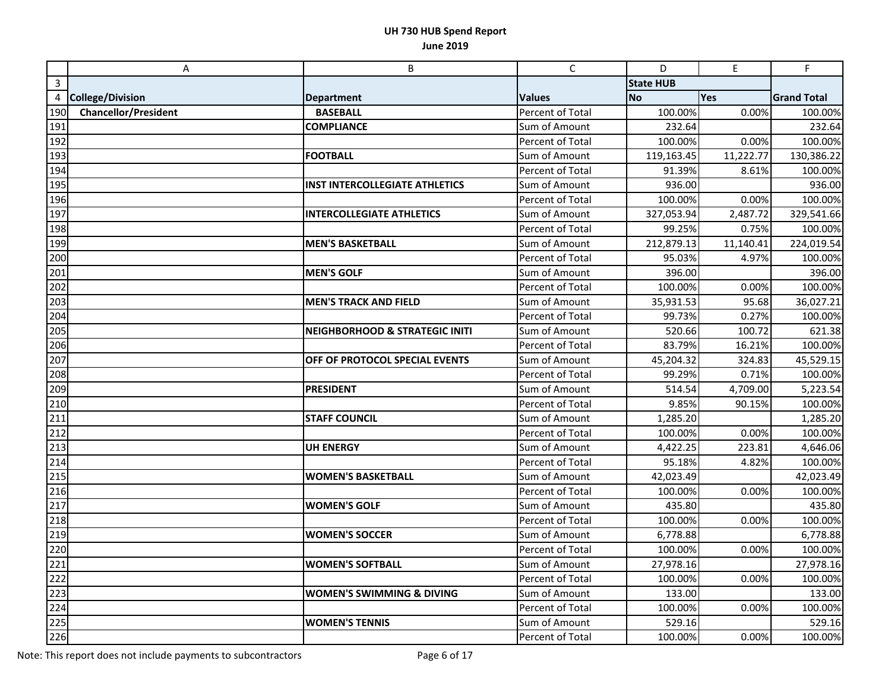# UH 730 HUB Spend Report

## June 2019

| | A | B | C | D | E | F |
|---|---|---|---|---|---|---|
| 3 | | | | State HUB | | |
| 4 | College/Division | Department | Values | No | Yes | Grand Total |
| 190 | **Chancellor/President** | **BASEBALL** | Percent of Total | 100.00% | 0.00% | 100.00% |
| 191 | | **COMPLIANCE** | Sum of Amount | 232.64 | | 232.64 |
| 192 | | | Percent of Total | 100.00% | 0.00% | 100.00% |
| 193 | | **FOOTBALL** | Sum of Amount | 119,163.45 | 11,222.77 | 130,386.22 |
| 194 | | | Percent of Total | 91.39% | 8.61% | 100.00% |
| 195 | | **INST INTERCOLLEGIATE ATHLETICS** | Sum of Amount | 936.00 | | 936.00 |
| 196 | | | Percent of Total | 100.00% | 0.00% | 100.00% |
| 197 | | **INTERCOLLEGIATE ATHLETICS** | Sum of Amount | 327,053.94 | 2,487.72 | 329,541.66 |
| 198 | | | Percent of Total | 99.25% | 0.75% | 100.00% |
| 199 | | **MEN'S BASKETBALL** | Sum of Amount | 212,879.13 | 11,140.41 | 224,019.54 |
| 200 | | | Percent of Total | 95.03% | 4.97% | 100.00% |
| 201 | | **MEN'S GOLF** | Sum of Amount | 396.00 | | 396.00 |
| 202 | | | Percent of Total | 100.00% | 0.00% | 100.00% |
| 203 | | **MEN'S TRACK AND FIELD** | Sum of Amount | 35,931.53 | 95.68 | 36,027.21 |
| 204 | | | Percent of Total | 99.73% | 0.27% | 100.00% |
| 205 | | **NEIGHBORHOOD & STRATEGIC INITI** | Sum of Amount | 520.66 | 100.72 | 621.38 |
| 206 | | | Percent of Total | 83.79% | 16.21% | 100.00% |
| 207 | | **OFF OF PROTOCOL SPECIAL EVENTS** | Sum of Amount | 45,204.32 | 324.83 | 45,529.15 |
| 208 | | | Percent of Total | 99.29% | 0.71% | 100.00% |
| 209 | | **PRESIDENT** | Sum of Amount | 514.54 | 4,709.00 | 5,223.54 |
| 210 | | | Percent of Total | 9.85% | 90.15% | 100.00% |
| 211 | | **STAFF COUNCIL** | Sum of Amount | 1,285.20 | | 1,285.20 |
| 212 | | | Percent of Total | 100.00% | 0.00% | 100.00% |
| 213 | | **UH ENERGY** | Sum of Amount | 4,422.25 | 223.81 | 4,646.06 |
| 214 | | | Percent of Total | 95.18% | 4.82% | 100.00% |
| 215 | | **WOMEN'S BASKETBALL** | Sum of Amount | 42,023.49 | | 42,023.49 |
| 216 | | | Percent of Total | 100.00% | 0.00% | 100.00% |
| 217 | | **WOMEN'S GOLF** | Sum of Amount | 435.80 | | 435.80 |
| 218 | | | Percent of Total | 100.00% | 0.00% | 100.00% |
| 219 | | **WOMEN'S SOCCER** | Sum of Amount | 6,778.88 | | 6,778.88 |
| 220 | | | Percent of Total | 100.00% | 0.00% | 100.00% |
| 221 | | **WOMEN'S SOFTBALL** | Sum of Amount | 27,978.16 | | 27,978.16 |
| 222 | | | Percent of Total | 100.00% | 0.00% | 100.00% |
| 223 | | **WOMEN'S SWIMMING & DIVING** | Sum of Amount | 133.00 | | 133.00 |
| 224 | | | Percent of Total | 100.00% | 0.00% | 100.00% |
| 225 | | **WOMEN'S TENNIS** | Sum of Amount | 529.16 | | 529.16 |
| 226 | | | Percent of Total | 100.00% | 0.00% | 100.00% |

Note: This report does not include payments to subcontractors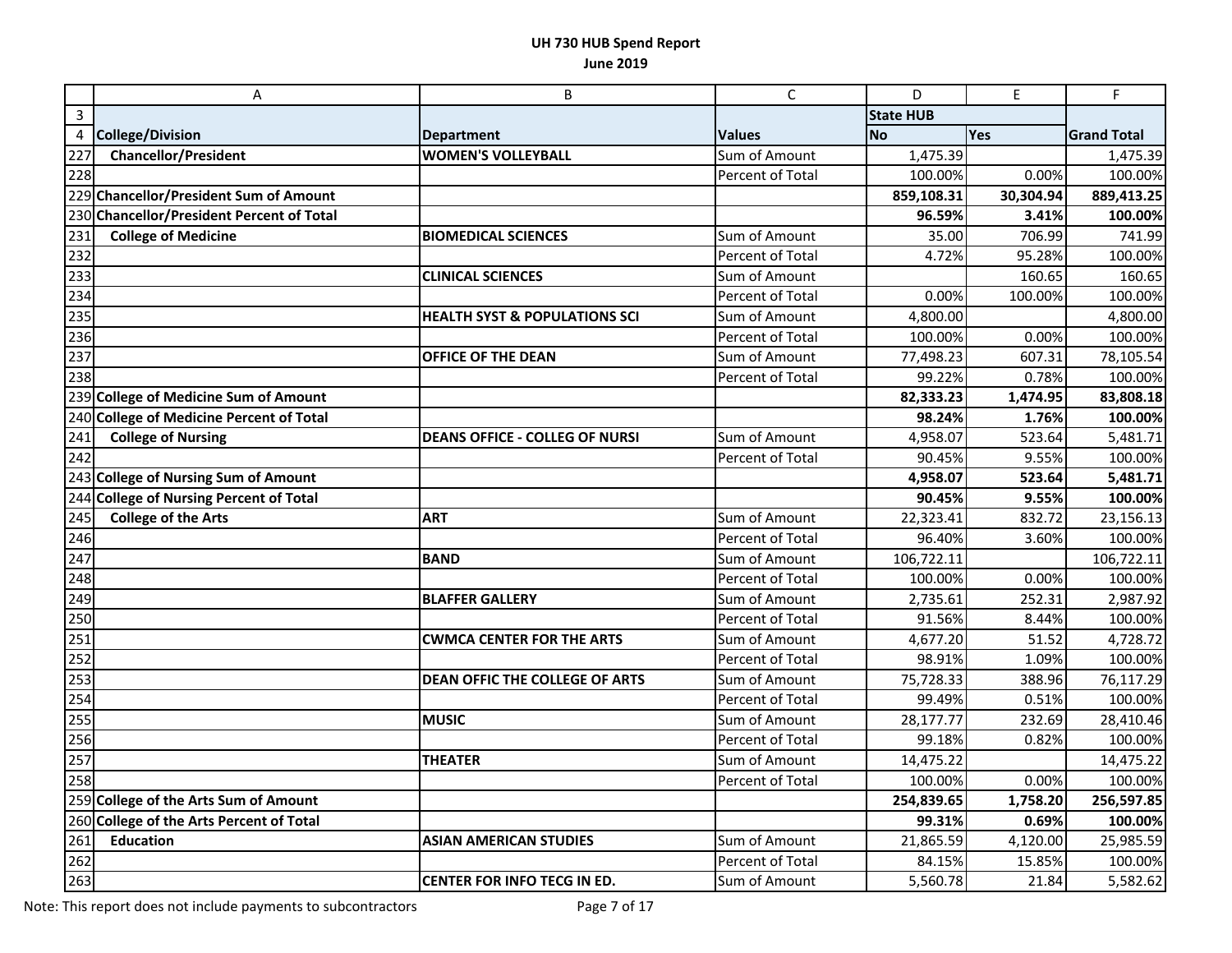**UH 730 HUB Spend Report**
**June 2019**

| | A | B | C | D | E | F |
|---|---|---|---|---|---|---|
| 3 | | | | **State HUB** | | |
| 4 | **College/Division** | **Department** | **Values** | **No** | **Yes** | **Grand Total** |
| 227 | **Chancellor/President** | **WOMEN'S VOLLEYBALL** | Sum of Amount | 1,475.39 | | 1,475.39 |
| 228 | | | Percent of Total | 100.00% | 0.00% | 100.00% |
| 229 | **Chancellor/President Sum of Amount** | | | **859,108.31** | **30,304.94** | **889,413.25** |
| 230 | **Chancellor/President Percent of Total** | | | **96.59%** | **3.41%** | **100.00%** |
| 231 | **College of Medicine** | **BIOMEDICAL SCIENCES** | Sum of Amount | 35.00 | 706.99 | 741.99 |
| 232 | | | Percent of Total | 4.72% | 95.28% | 100.00% |
| 233 | | **CLINICAL SCIENCES** | Sum of Amount | | 160.65 | 160.65 |
| 234 | | | Percent of Total | 0.00% | 100.00% | 100.00% |
| 235 | | **HEALTH SYST & POPULATIONS SCI** | Sum of Amount | 4,800.00 | | 4,800.00 |
| 236 | | | Percent of Total | 100.00% | 0.00% | 100.00% |
| 237 | | **OFFICE OF THE DEAN** | Sum of Amount | 77,498.23 | 607.31 | 78,105.54 |
| 238 | | | Percent of Total | 99.22% | 0.78% | 100.00% |
| 239 | **College of Medicine Sum of Amount** | | | **82,333.23** | **1,474.95** | **83,808.18** |
| 240 | **College of Medicine Percent of Total** | | | **98.24%** | **1.76%** | **100.00%** |
| 241 | **College of Nursing** | **DEANS OFFICE - COLLEG OF NURSI** | Sum of Amount | 4,958.07 | 523.64 | 5,481.71 |
| 242 | | | Percent of Total | 90.45% | 9.55% | 100.00% |
| 243 | **College of Nursing Sum of Amount** | | | **4,958.07** | **523.64** | **5,481.71** |
| 244 | **College of Nursing Percent of Total** | | | **90.45%** | **9.55%** | **100.00%** |
| 245 | **College of the Arts** | **ART** | Sum of Amount | 22,323.41 | 832.72 | 23,156.13 |
| 246 | | | Percent of Total | 96.40% | 3.60% | 100.00% |
| 247 | | **BAND** | Sum of Amount | 106,722.11 | | 106,722.11 |
| 248 | | | Percent of Total | 100.00% | 0.00% | 100.00% |
| 249 | | **BLAFFER GALLERY** | Sum of Amount | 2,735.61 | 252.31 | 2,987.92 |
| 250 | | | Percent of Total | 91.56% | 8.44% | 100.00% |
| 251 | | **CWMCA CENTER FOR THE ARTS** | Sum of Amount | 4,677.20 | 51.52 | 4,728.72 |
| 252 | | | Percent of Total | 98.91% | 1.09% | 100.00% |
| 253 | | **DEAN OFFIC THE COLLEGE OF ARTS** | Sum of Amount | 75,728.33 | 388.96 | 76,117.29 |
| 254 | | | Percent of Total | 99.49% | 0.51% | 100.00% |
| 255 | | **MUSIC** | Sum of Amount | 28,177.77 | 232.69 | 28,410.46 |
| 256 | | | Percent of Total | 99.18% | 0.82% | 100.00% |
| 257 | | **THEATER** | Sum of Amount | 14,475.22 | | 14,475.22 |
| 258 | | | Percent of Total | 100.00% | 0.00% | 100.00% |
| 259 | **College of the Arts Sum of Amount** | | | **254,839.65** | **1,758.20** | **256,597.85** |
| 260 | **College of the Arts Percent of Total** | | | **99.31%** | **0.69%** | **100.00%** |
| 261 | **Education** | **ASIAN AMERICAN STUDIES** | Sum of Amount | 21,865.59 | 4,120.00 | 25,985.59 |
| 262 | | | Percent of Total | 84.15% | 15.85% | 100.00% |
| 263 | | **CENTER FOR INFO TECG IN ED.** | Sum of Amount | 5,560.78 | 21.84 | 5,582.62 |

Note: This report does not include payments to subcontractors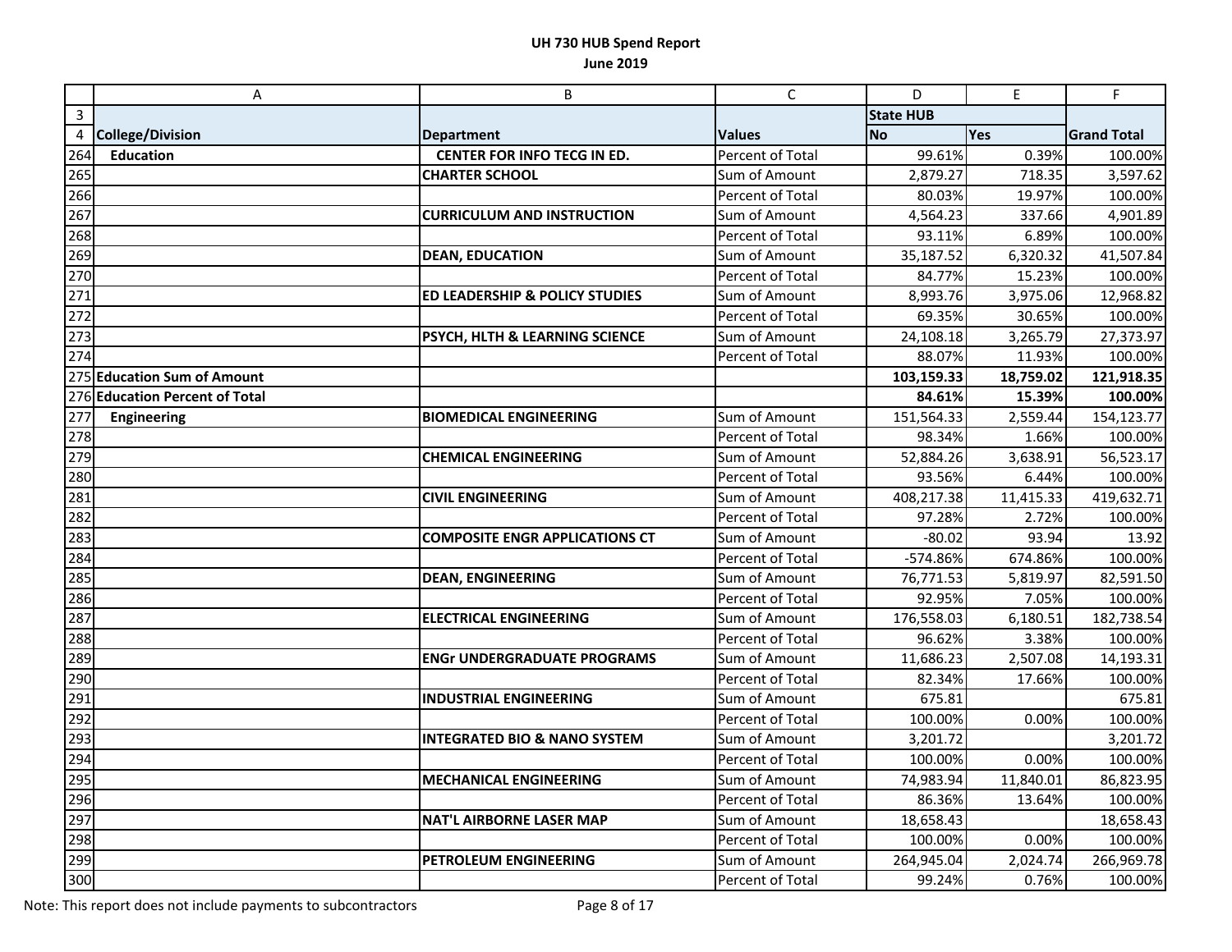# UH 730 HUB Spend Report

## June 2019

| | A | B | C | D | E | F |
|---|---|---|---|---|---|---|
| 3 | | | | State HUB | | |
| 4 | College/Division | Department | Values | No | Yes | Grand Total |
| 264 | **Education** | **CENTER FOR INFO TECG IN ED.** | Percent of Total | 99.61% | 0.39% | 100.00% |
| 265 | | **CHARTER SCHOOL** | Sum of Amount | 2,879.27 | 718.35 | 3,597.62 |
| 266 | | | Percent of Total | 80.03% | 19.97% | 100.00% |
| 267 | | **CURRICULUM AND INSTRUCTION** | Sum of Amount | 4,564.23 | 337.66 | 4,901.89 |
| 268 | | | Percent of Total | 93.11% | 6.89% | 100.00% |
| 269 | | **DEAN, EDUCATION** | Sum of Amount | 35,187.52 | 6,320.32 | 41,507.84 |
| 270 | | | Percent of Total | 84.77% | 15.23% | 100.00% |
| 271 | | **ED LEADERSHIP & POLICY STUDIES** | Sum of Amount | 8,993.76 | 3,975.06 | 12,968.82 |
| 272 | | | Percent of Total | 69.35% | 30.65% | 100.00% |
| 273 | | **PSYCH, HLTH & LEARNING SCIENCE** | Sum of Amount | 24,108.18 | 3,265.79 | 27,373.97 |
| 274 | | | Percent of Total | 88.07% | 11.93% | 100.00% |
| 275 | **Education Sum of Amount** | | | **103,159.33** | **18,759.02** | **121,918.35** |
| 276 | **Education Percent of Total** | | | **84.61%** | **15.39%** | **100.00%** |
| 277 | **Engineering** | **BIOMEDICAL ENGINEERING** | Sum of Amount | 151,564.33 | 2,559.44 | 154,123.77 |
| 278 | | | Percent of Total | 98.34% | 1.66% | 100.00% |
| 279 | | **CHEMICAL ENGINEERING** | Sum of Amount | 52,884.26 | 3,638.91 | 56,523.17 |
| 280 | | | Percent of Total | 93.56% | 6.44% | 100.00% |
| 281 | | **CIVIL ENGINEERING** | Sum of Amount | 408,217.38 | 11,415.33 | 419,632.71 |
| 282 | | | Percent of Total | 97.28% | 2.72% | 100.00% |
| 283 | | **COMPOSITE ENGR APPLICATIONS CT** | Sum of Amount | -80.02 | 93.94 | 13.92 |
| 284 | | | Percent of Total | -574.86% | 674.86% | 100.00% |
| 285 | | **DEAN, ENGINEERING** | Sum of Amount | 76,771.53 | 5,819.97 | 82,591.50 |
| 286 | | | Percent of Total | 92.95% | 7.05% | 100.00% |
| 287 | | **ELECTRICAL ENGINEERING** | Sum of Amount | 176,558.03 | 6,180.51 | 182,738.54 |
| 288 | | | Percent of Total | 96.62% | 3.38% | 100.00% |
| 289 | | **ENGr UNDERGRADUATE PROGRAMS** | Sum of Amount | 11,686.23 | 2,507.08 | 14,193.31 |
| 290 | | | Percent of Total | 82.34% | 17.66% | 100.00% |
| 291 | | **INDUSTRIAL ENGINEERING** | Sum of Amount | 675.81 | | 675.81 |
| 292 | | | Percent of Total | 100.00% | 0.00% | 100.00% |
| 293 | | **INTEGRATED BIO & NANO SYSTEM** | Sum of Amount | 3,201.72 | | 3,201.72 |
| 294 | | | Percent of Total | 100.00% | 0.00% | 100.00% |
| 295 | | **MECHANICAL ENGINEERING** | Sum of Amount | 74,983.94 | 11,840.01 | 86,823.95 |
| 296 | | | Percent of Total | 86.36% | 13.64% | 100.00% |
| 297 | | **NAT'L AIRBORNE LASER MAP** | Sum of Amount | 18,658.43 | | 18,658.43 |
| 298 | | | Percent of Total | 100.00% | 0.00% | 100.00% |
| 299 | | **PETROLEUM ENGINEERING** | Sum of Amount | 264,945.04 | 2,024.74 | 266,969.78 |
| 300 | | | Percent of Total | 99.24% | 0.76% | 100.00% |

Note: This report does not include payments to subcontractors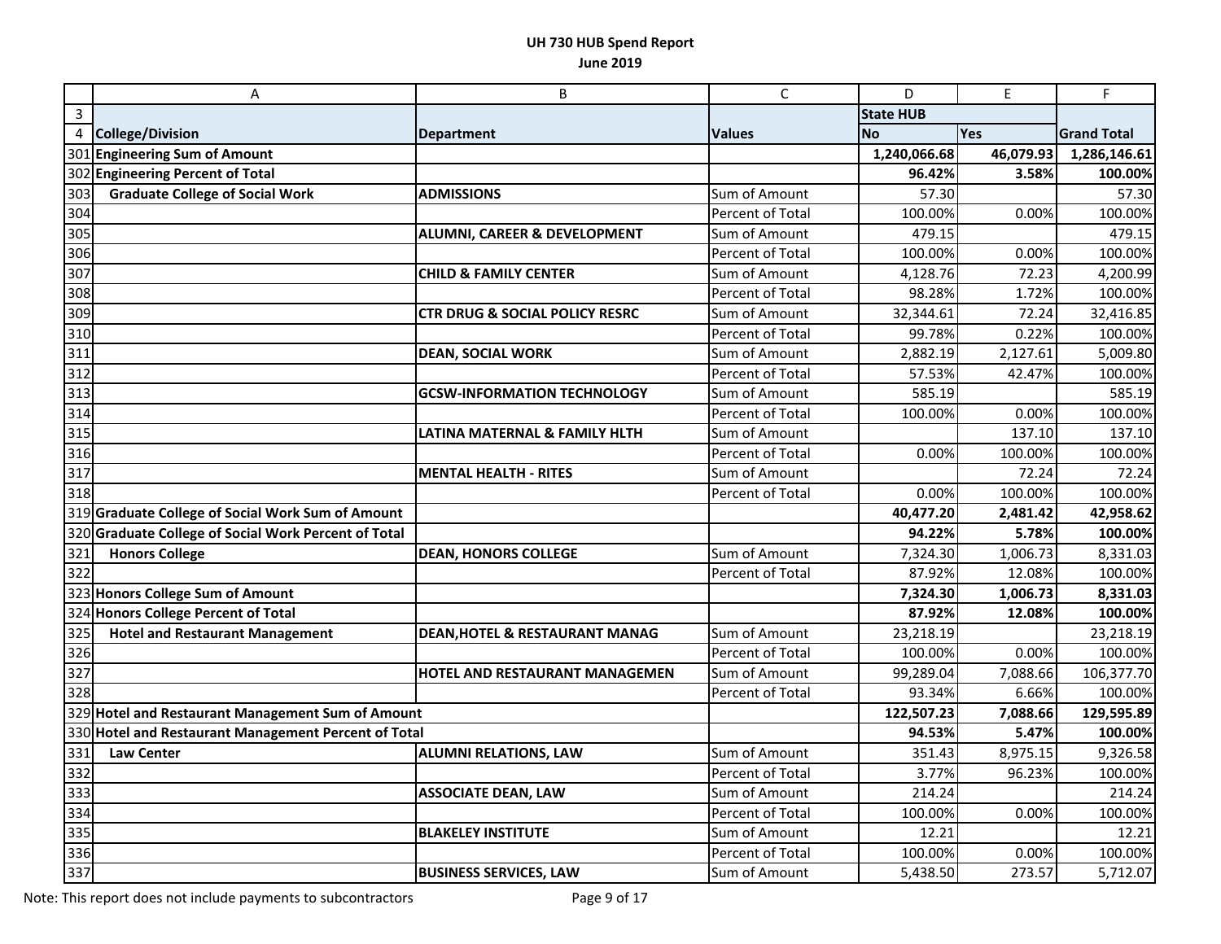# UH 730 HUB Spend Report

## June 2019

|  | A | B | C | D | E | F |
|---|---|---|---|---|---|---|
| 3 |  |  |  | State HUB |  |  |
| 4 | **College/Division** | **Department** | **Values** | **No** | **Yes** | **Grand Total** |
| 301 | **Engineering Sum of Amount** |  |  | **1,240,066.68** | **46,079.93** | **1,286,146.61** |
| 302 | **Engineering Percent of Total** |  |  | **96.42%** | **3.58%** | **100.00%** |
| 303 | **Graduate College of Social Work** | **ADMISSIONS** | Sum of Amount | 57.30 |  | 57.30 |
| 304 |  |  | Percent of Total | 100.00% | 0.00% | 100.00% |
| 305 |  | **ALUMNI, CAREER & DEVELOPMENT** | Sum of Amount | 479.15 |  | 479.15 |
| 306 |  |  | Percent of Total | 100.00% | 0.00% | 100.00% |
| 307 |  | **CHILD & FAMILY CENTER** | Sum of Amount | 4,128.76 | 72.23 | 4,200.99 |
| 308 |  |  | Percent of Total | 98.28% | 1.72% | 100.00% |
| 309 |  | **CTR DRUG & SOCIAL POLICY RESRC** | Sum of Amount | 32,344.61 | 72.24 | 32,416.85 |
| 310 |  |  | Percent of Total | 99.78% | 0.22% | 100.00% |
| 311 |  | **DEAN, SOCIAL WORK** | Sum of Amount | 2,882.19 | 2,127.61 | 5,009.80 |
| 312 |  |  | Percent of Total | 57.53% | 42.47% | 100.00% |
| 313 |  | **GCSW-INFORMATION TECHNOLOGY** | Sum of Amount | 585.19 |  | 585.19 |
| 314 |  |  | Percent of Total | 100.00% | 0.00% | 100.00% |
| 315 |  | **LATINA MATERNAL & FAMILY HLTH** | Sum of Amount |  | 137.10 | 137.10 |
| 316 |  |  | Percent of Total | 0.00% | 100.00% | 100.00% |
| 317 |  | **MENTAL HEALTH - RITES** | Sum of Amount |  | 72.24 | 72.24 |
| 318 |  |  | Percent of Total | 0.00% | 100.00% | 100.00% |
| 319 | **Graduate College of Social Work Sum of Amount** |  |  | **40,477.20** | **2,481.42** | **42,958.62** |
| 320 | **Graduate College of Social Work Percent of Total** |  |  | **94.22%** | **5.78%** | **100.00%** |
| 321 | **Honors College** | **DEAN, HONORS COLLEGE** | Sum of Amount | 7,324.30 | 1,006.73 | 8,331.03 |
| 322 |  |  | Percent of Total | 87.92% | 12.08% | 100.00% |
| 323 | **Honors College Sum of Amount** |  |  | **7,324.30** | **1,006.73** | **8,331.03** |
| 324 | **Honors College Percent of Total** |  |  | **87.92%** | **12.08%** | **100.00%** |
| 325 | **Hotel and Restaurant Management** | **DEAN,HOTEL & RESTAURANT MANAG** | Sum of Amount | 23,218.19 |  | 23,218.19 |
| 326 |  |  | Percent of Total | 100.00% | 0.00% | 100.00% |
| 327 |  | **HOTEL AND RESTAURANT MANAGEMEN** | Sum of Amount | 99,289.04 | 7,088.66 | 106,377.70 |
| 328 |  |  | Percent of Total | 93.34% | 6.66% | 100.00% |
| 329 | **Hotel and Restaurant Management Sum of Amount** |  |  | **122,507.23** | **7,088.66** | **129,595.89** |
| 330 | **Hotel and Restaurant Management Percent of Total** |  |  | **94.53%** | **5.47%** | **100.00%** |
| 331 | **Law Center** | **ALUMNI RELATIONS, LAW** | Sum of Amount | 351.43 | 8,975.15 | 9,326.58 |
| 332 |  |  | Percent of Total | 3.77% | 96.23% | 100.00% |
| 333 |  | **ASSOCIATE DEAN, LAW** | Sum of Amount | 214.24 |  | 214.24 |
| 334 |  |  | Percent of Total | 100.00% | 0.00% | 100.00% |
| 335 |  | **BLAKELEY INSTITUTE** | Sum of Amount | 12.21 |  | 12.21 |
| 336 |  |  | Percent of Total | 100.00% | 0.00% | 100.00% |
| 337 |  | **BUSINESS SERVICES, LAW** | Sum of Amount | 5,438.50 | 273.57 | 5,712.07 |

Note: This report does not include payments to subcontractors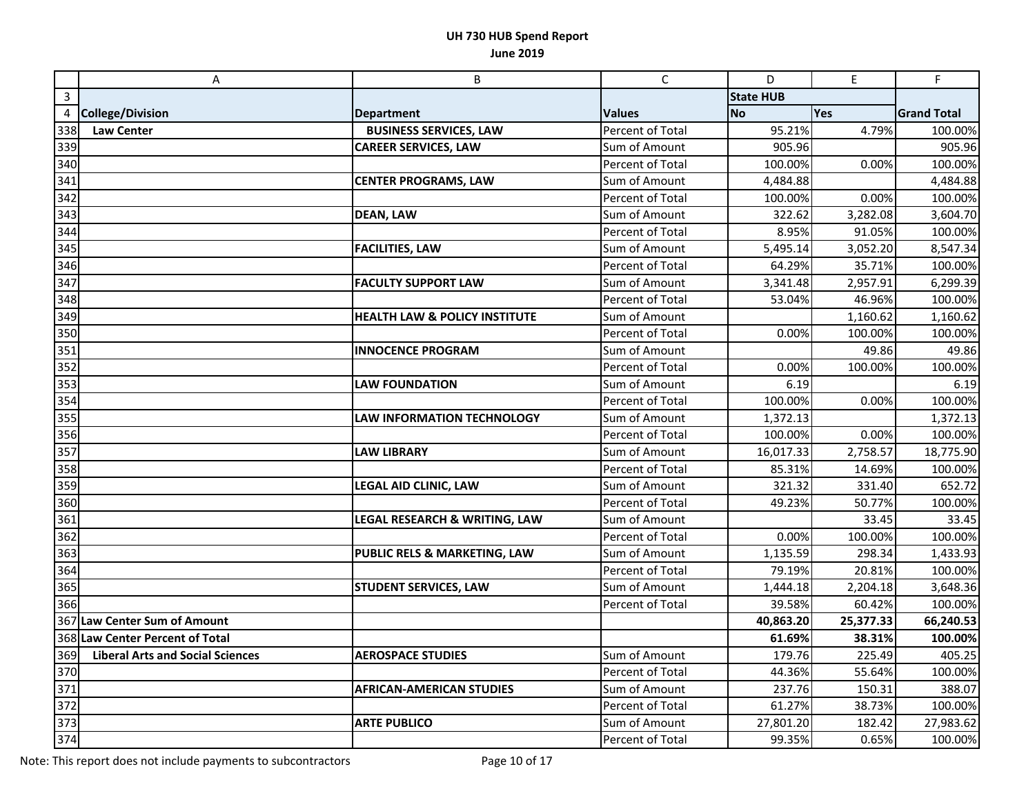# UH 730 HUB Spend Report
## June 2019

| | A | B | C | D | E | F |
|---|---|---|---|---|---|---|
| 3 | | | | State HUB | | |
| 4 | **College/Division** | **Department** | **Values** | **No** | **Yes** | **Grand Total** |
| 338 | **Law Center** | **BUSINESS SERVICES, LAW** | Percent of Total | 95.21% | 4.79% | 100.00% |
| 339 | | **CAREER SERVICES, LAW** | Sum of Amount | 905.96 | | 905.96 |
| 340 | | | Percent of Total | 100.00% | 0.00% | 100.00% |
| 341 | | **CENTER PROGRAMS, LAW** | Sum of Amount | 4,484.88 | | 4,484.88 |
| 342 | | | Percent of Total | 100.00% | 0.00% | 100.00% |
| 343 | | **DEAN, LAW** | Sum of Amount | 322.62 | 3,282.08 | 3,604.70 |
| 344 | | | Percent of Total | 8.95% | 91.05% | 100.00% |
| 345 | | **FACILITIES, LAW** | Sum of Amount | 5,495.14 | 3,052.20 | 8,547.34 |
| 346 | | | Percent of Total | 64.29% | 35.71% | 100.00% |
| 347 | | **FACULTY SUPPORT LAW** | Sum of Amount | 3,341.48 | 2,957.91 | 6,299.39 |
| 348 | | | Percent of Total | 53.04% | 46.96% | 100.00% |
| 349 | | **HEALTH LAW & POLICY INSTITUTE** | Sum of Amount | | 1,160.62 | 1,160.62 |
| 350 | | | Percent of Total | 0.00% | 100.00% | 100.00% |
| 351 | | **INNOCENCE PROGRAM** | Sum of Amount | | 49.86 | 49.86 |
| 352 | | | Percent of Total | 0.00% | 100.00% | 100.00% |
| 353 | | **LAW FOUNDATION** | Sum of Amount | 6.19 | | 6.19 |
| 354 | | | Percent of Total | 100.00% | 0.00% | 100.00% |
| 355 | | **LAW INFORMATION TECHNOLOGY** | Sum of Amount | 1,372.13 | | 1,372.13 |
| 356 | | | Percent of Total | 100.00% | 0.00% | 100.00% |
| 357 | | **LAW LIBRARY** | Sum of Amount | 16,017.33 | 2,758.57 | 18,775.90 |
| 358 | | | Percent of Total | 85.31% | 14.69% | 100.00% |
| 359 | | **LEGAL AID CLINIC, LAW** | Sum of Amount | 321.32 | 331.40 | 652.72 |
| 360 | | | Percent of Total | 49.23% | 50.77% | 100.00% |
| 361 | | **LEGAL RESEARCH & WRITING, LAW** | Sum of Amount | | 33.45 | 33.45 |
| 362 | | | Percent of Total | 0.00% | 100.00% | 100.00% |
| 363 | | **PUBLIC RELS & MARKETING, LAW** | Sum of Amount | 1,135.59 | 298.34 | 1,433.93 |
| 364 | | | Percent of Total | 79.19% | 20.81% | 100.00% |
| 365 | | **STUDENT SERVICES, LAW** | Sum of Amount | 1,444.18 | 2,204.18 | 3,648.36 |
| 366 | | | Percent of Total | 39.58% | 60.42% | 100.00% |
| 367 | **Law Center Sum of Amount** | | | **40,863.20** | **25,377.33** | **66,240.53** |
| 368 | **Law Center Percent of Total** | | | **61.69%** | **38.31%** | **100.00%** |
| 369 | **Liberal Arts and Social Sciences** | **AEROSPACE STUDIES** | Sum of Amount | 179.76 | 225.49 | 405.25 |
| 370 | | | Percent of Total | 44.36% | 55.64% | 100.00% |
| 371 | | **AFRICAN-AMERICAN STUDIES** | Sum of Amount | 237.76 | 150.31 | 388.07 |
| 372 | | | Percent of Total | 61.27% | 38.73% | 100.00% |
| 373 | | **ARTE PUBLICO** | Sum of Amount | 27,801.20 | 182.42 | 27,983.62 |
| 374 | | | Percent of Total | 99.35% | 0.65% | 100.00% |

Note: This report does not include payments to subcontractors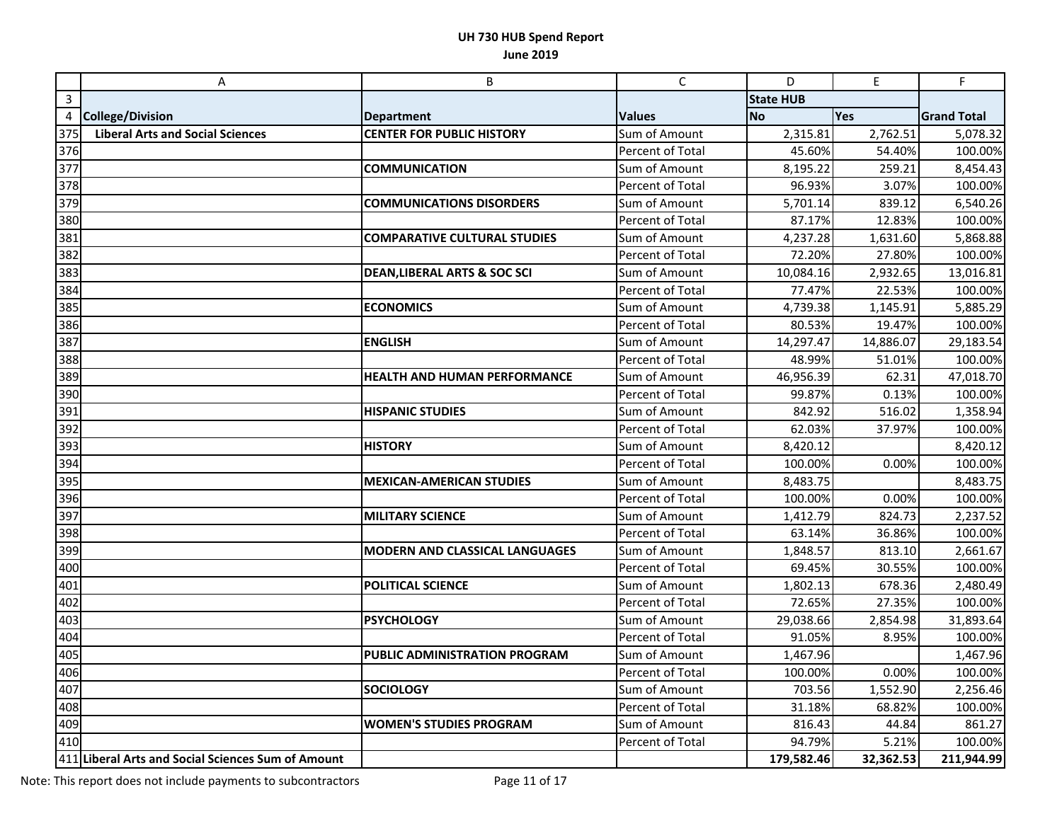# UH 730 HUB Spend Report

## June 2019

| | A | B | C | D | E | F |
|---|---|---|---|---|---|---|
| 3 | | | | State HUB | | |
| 4 | **College/Division** | **Department** | **Values** | **No** | **Yes** | **Grand Total** |
| 375 | **Liberal Arts and Social Sciences** | **CENTER FOR PUBLIC HISTORY** | Sum of Amount | 2,315.81 | 2,762.51 | 5,078.32 |
| 376 | | | Percent of Total | 45.60% | 54.40% | 100.00% |
| 377 | | **COMMUNICATION** | Sum of Amount | 8,195.22 | 259.21 | 8,454.43 |
| 378 | | | Percent of Total | 96.93% | 3.07% | 100.00% |
| 379 | | **COMMUNICATIONS DISORDERS** | Sum of Amount | 5,701.14 | 839.12 | 6,540.26 |
| 380 | | | Percent of Total | 87.17% | 12.83% | 100.00% |
| 381 | | **COMPARATIVE CULTURAL STUDIES** | Sum of Amount | 4,237.28 | 1,631.60 | 5,868.88 |
| 382 | | | Percent of Total | 72.20% | 27.80% | 100.00% |
| 383 | | **DEAN,LIBERAL ARTS & SOC SCI** | Sum of Amount | 10,084.16 | 2,932.65 | 13,016.81 |
| 384 | | | Percent of Total | 77.47% | 22.53% | 100.00% |
| 385 | | **ECONOMICS** | Sum of Amount | 4,739.38 | 1,145.91 | 5,885.29 |
| 386 | | | Percent of Total | 80.53% | 19.47% | 100.00% |
| 387 | | **ENGLISH** | Sum of Amount | 14,297.47 | 14,886.07 | 29,183.54 |
| 388 | | | Percent of Total | 48.99% | 51.01% | 100.00% |
| 389 | | **HEALTH AND HUMAN PERFORMANCE** | Sum of Amount | 46,956.39 | 62.31 | 47,018.70 |
| 390 | | | Percent of Total | 99.87% | 0.13% | 100.00% |
| 391 | | **HISPANIC STUDIES** | Sum of Amount | 842.92 | 516.02 | 1,358.94 |
| 392 | | | Percent of Total | 62.03% | 37.97% | 100.00% |
| 393 | | **HISTORY** | Sum of Amount | 8,420.12 | | 8,420.12 |
| 394 | | | Percent of Total | 100.00% | 0.00% | 100.00% |
| 395 | | **MEXICAN-AMERICAN STUDIES** | Sum of Amount | 8,483.75 | | 8,483.75 |
| 396 | | | Percent of Total | 100.00% | 0.00% | 100.00% |
| 397 | | **MILITARY SCIENCE** | Sum of Amount | 1,412.79 | 824.73 | 2,237.52 |
| 398 | | | Percent of Total | 63.14% | 36.86% | 100.00% |
| 399 | | **MODERN AND CLASSICAL LANGUAGES** | Sum of Amount | 1,848.57 | 813.10 | 2,661.67 |
| 400 | | | Percent of Total | 69.45% | 30.55% | 100.00% |
| 401 | | **POLITICAL SCIENCE** | Sum of Amount | 1,802.13 | 678.36 | 2,480.49 |
| 402 | | | Percent of Total | 72.65% | 27.35% | 100.00% |
| 403 | | **PSYCHOLOGY** | Sum of Amount | 29,038.66 | 2,854.98 | 31,893.64 |
| 404 | | | Percent of Total | 91.05% | 8.95% | 100.00% |
| 405 | | **PUBLIC ADMINISTRATION PROGRAM** | Sum of Amount | 1,467.96 | | 1,467.96 |
| 406 | | | Percent of Total | 100.00% | 0.00% | 100.00% |
| 407 | | **SOCIOLOGY** | Sum of Amount | 703.56 | 1,552.90 | 2,256.46 |
| 408 | | | Percent of Total | 31.18% | 68.82% | 100.00% |
| 409 | | **WOMEN'S STUDIES PROGRAM** | Sum of Amount | 816.43 | 44.84 | 861.27 |
| 410 | | | Percent of Total | 94.79% | 5.21% | 100.00% |
| 411 | **Liberal Arts and Social Sciences Sum of Amount** | | | **179,582.46** | **32,362.53** | **211,944.99** |

Note: This report does not include payments to subcontractors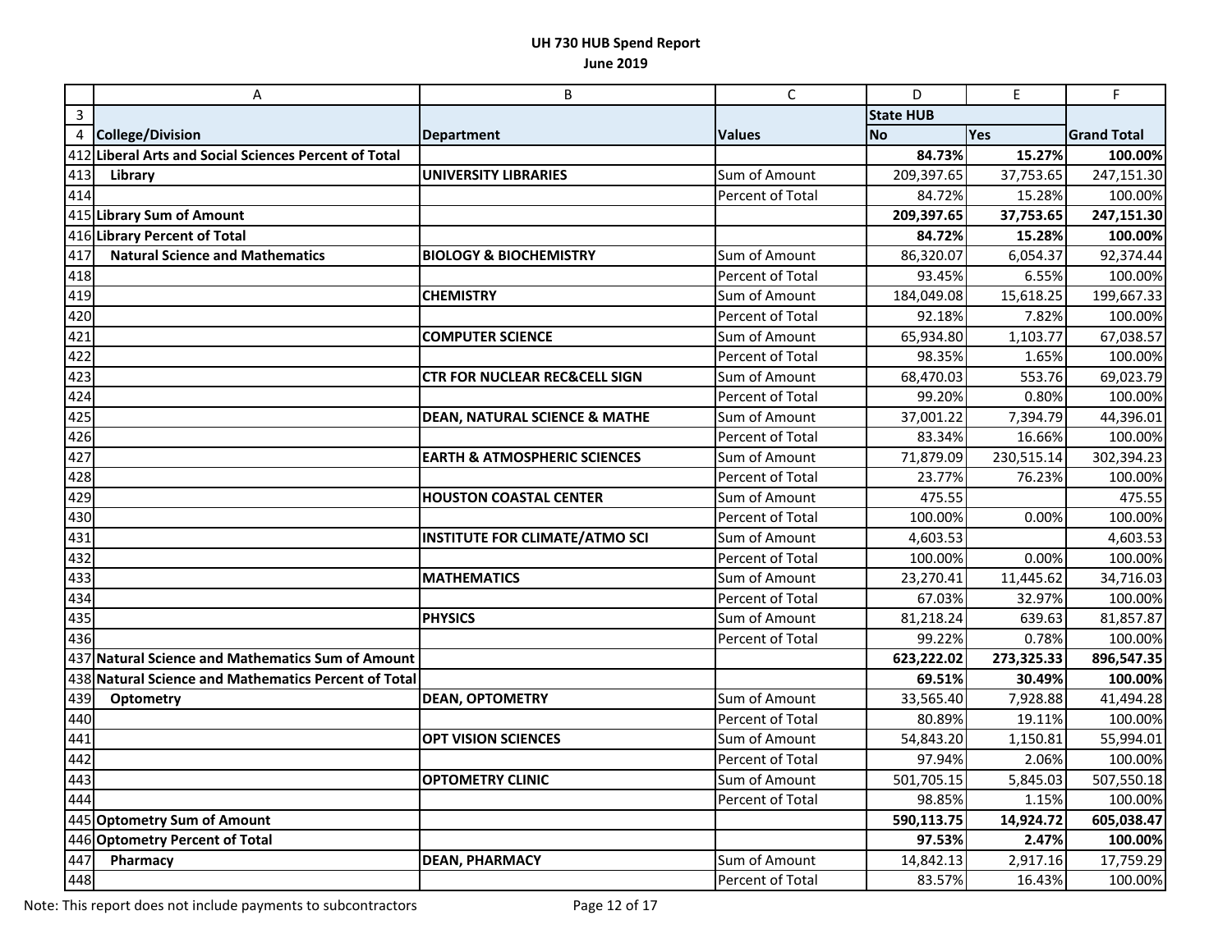# UH 730 HUB Spend Report

## June 2019

| | A | B | C | D | E | F |
|---|---|---|---|---|---|---|
| 3 | | | | State HUB | | |
| 4 | **College/Division** | **Department** | **Values** | **No** | **Yes** | **Grand Total** |
| 412 | **Liberal Arts and Social Sciences Percent of Total** | | | **84.73%** | **15.27%** | **100.00%** |
| 413 | **Library** | **UNIVERSITY LIBRARIES** | Sum of Amount | 209,397.65 | 37,753.65 | 247,151.30 |
| 414 | | | Percent of Total | 84.72% | 15.28% | 100.00% |
| 415 | **Library Sum of Amount** | | | **209,397.65** | **37,753.65** | **247,151.30** |
| 416 | **Library Percent of Total** | | | **84.72%** | **15.28%** | **100.00%** |
| 417 | **Natural Science and Mathematics** | **BIOLOGY & BIOCHEMISTRY** | Sum of Amount | 86,320.07 | 6,054.37 | 92,374.44 |
| 418 | | | Percent of Total | 93.45% | 6.55% | 100.00% |
| 419 | | **CHEMISTRY** | Sum of Amount | 184,049.08 | 15,618.25 | 199,667.33 |
| 420 | | | Percent of Total | 92.18% | 7.82% | 100.00% |
| 421 | | **COMPUTER SCIENCE** | Sum of Amount | 65,934.80 | 1,103.77 | 67,038.57 |
| 422 | | | Percent of Total | 98.35% | 1.65% | 100.00% |
| 423 | | **CTR FOR NUCLEAR REC&CELL SIGN** | Sum of Amount | 68,470.03 | 553.76 | 69,023.79 |
| 424 | | | Percent of Total | 99.20% | 0.80% | 100.00% |
| 425 | | **DEAN, NATURAL SCIENCE & MATHE** | Sum of Amount | 37,001.22 | 7,394.79 | 44,396.01 |
| 426 | | | Percent of Total | 83.34% | 16.66% | 100.00% |
| 427 | | **EARTH & ATMOSPHERIC SCIENCES** | Sum of Amount | 71,879.09 | 230,515.14 | 302,394.23 |
| 428 | | | Percent of Total | 23.77% | 76.23% | 100.00% |
| 429 | | **HOUSTON COASTAL CENTER** | Sum of Amount | 475.55 | | 475.55 |
| 430 | | | Percent of Total | 100.00% | 0.00% | 100.00% |
| 431 | | **INSTITUTE FOR CLIMATE/ATMO SCI** | Sum of Amount | 4,603.53 | | 4,603.53 |
| 432 | | | Percent of Total | 100.00% | 0.00% | 100.00% |
| 433 | | **MATHEMATICS** | Sum of Amount | 23,270.41 | 11,445.62 | 34,716.03 |
| 434 | | | Percent of Total | 67.03% | 32.97% | 100.00% |
| 435 | | **PHYSICS** | Sum of Amount | 81,218.24 | 639.63 | 81,857.87 |
| 436 | | | Percent of Total | 99.22% | 0.78% | 100.00% |
| 437 | **Natural Science and Mathematics Sum of Amount** | | | **623,222.02** | **273,325.33** | **896,547.35** |
| 438 | **Natural Science and Mathematics Percent of Total** | | | **69.51%** | **30.49%** | **100.00%** |
| 439 | **Optometry** | **DEAN, OPTOMETRY** | Sum of Amount | 33,565.40 | 7,928.88 | 41,494.28 |
| 440 | | | Percent of Total | 80.89% | 19.11% | 100.00% |
| 441 | | **OPT VISION SCIENCES** | Sum of Amount | 54,843.20 | 1,150.81 | 55,994.01 |
| 442 | | | Percent of Total | 97.94% | 2.06% | 100.00% |
| 443 | | **OPTOMETRY CLINIC** | Sum of Amount | 501,705.15 | 5,845.03 | 507,550.18 |
| 444 | | | Percent of Total | 98.85% | 1.15% | 100.00% |
| 445 | **Optometry Sum of Amount** | | | **590,113.75** | **14,924.72** | **605,038.47** |
| 446 | **Optometry Percent of Total** | | | **97.53%** | **2.47%** | **100.00%** |
| 447 | **Pharmacy** | **DEAN, PHARMACY** | Sum of Amount | 14,842.13 | 2,917.16 | 17,759.29 |
| 448 | | | Percent of Total | 83.57% | 16.43% | 100.00% |

Note: This report does not include payments to subcontractors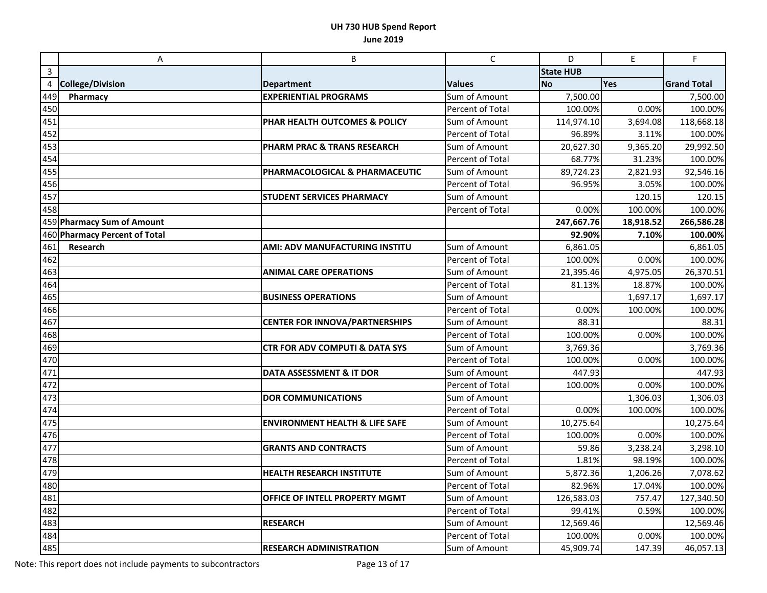# UH 730 HUB Spend Report

## June 2019

| | A | B | C | D | E | F |
|---|---|---|---|---|---|---|
| 3 | | | | State HUB | | |
| 4 | **College/Division** | **Department** | **Values** | **No** | **Yes** | **Grand Total** |
| 449 | **Pharmacy** | **EXPERIENTIAL PROGRAMS** | Sum of Amount | 7,500.00 | | 7,500.00 |
| 450 | | | Percent of Total | 100.00% | 0.00% | 100.00% |
| 451 | | **PHAR HEALTH OUTCOMES & POLICY** | Sum of Amount | 114,974.10 | 3,694.08 | 118,668.18 |
| 452 | | | Percent of Total | 96.89% | 3.11% | 100.00% |
| 453 | | **PHARM PRAC & TRANS RESEARCH** | Sum of Amount | 20,627.30 | 9,365.20 | 29,992.50 |
| 454 | | | Percent of Total | 68.77% | 31.23% | 100.00% |
| 455 | | **PHARMACOLOGICAL & PHARMACEUTIC** | Sum of Amount | 89,724.23 | 2,821.93 | 92,546.16 |
| 456 | | | Percent of Total | 96.95% | 3.05% | 100.00% |
| 457 | | **STUDENT SERVICES PHARMACY** | Sum of Amount | | 120.15 | 120.15 |
| 458 | | | Percent of Total | 0.00% | 100.00% | 100.00% |
| 459 | **Pharmacy Sum of Amount** | | | **247,667.76** | **18,918.52** | **266,586.28** |
| 460 | **Pharmacy Percent of Total** | | | **92.90%** | **7.10%** | **100.00%** |
| 461 | **Research** | **AMI: ADV MANUFACTURING INSTITU** | Sum of Amount | 6,861.05 | | 6,861.05 |
| 462 | | | Percent of Total | 100.00% | 0.00% | 100.00% |
| 463 | | **ANIMAL CARE OPERATIONS** | Sum of Amount | 21,395.46 | 4,975.05 | 26,370.51 |
| 464 | | | Percent of Total | 81.13% | 18.87% | 100.00% |
| 465 | | **BUSINESS OPERATIONS** | Sum of Amount | | 1,697.17 | 1,697.17 |
| 466 | | | Percent of Total | 0.00% | 100.00% | 100.00% |
| 467 | | **CENTER FOR INNOVA/PARTNERSHIPS** | Sum of Amount | 88.31 | | 88.31 |
| 468 | | | Percent of Total | 100.00% | 0.00% | 100.00% |
| 469 | | **CTR FOR ADV COMPUTI & DATA SYS** | Sum of Amount | 3,769.36 | | 3,769.36 |
| 470 | | | Percent of Total | 100.00% | 0.00% | 100.00% |
| 471 | | **DATA ASSESSMENT & IT DOR** | Sum of Amount | 447.93 | | 447.93 |
| 472 | | | Percent of Total | 100.00% | 0.00% | 100.00% |
| 473 | | **DOR COMMUNICATIONS** | Sum of Amount | | 1,306.03 | 1,306.03 |
| 474 | | | Percent of Total | 0.00% | 100.00% | 100.00% |
| 475 | | **ENVIRONMENT HEALTH & LIFE SAFE** | Sum of Amount | 10,275.64 | | 10,275.64 |
| 476 | | | Percent of Total | 100.00% | 0.00% | 100.00% |
| 477 | | **GRANTS AND CONTRACTS** | Sum of Amount | 59.86 | 3,238.24 | 3,298.10 |
| 478 | | | Percent of Total | 1.81% | 98.19% | 100.00% |
| 479 | | **HEALTH RESEARCH INSTITUTE** | Sum of Amount | 5,872.36 | 1,206.26 | 7,078.62 |
| 480 | | | Percent of Total | 82.96% | 17.04% | 100.00% |
| 481 | | **OFFICE OF INTELL PROPERTY MGMT** | Sum of Amount | 126,583.03 | 757.47 | 127,340.50 |
| 482 | | | Percent of Total | 99.41% | 0.59% | 100.00% |
| 483 | | **RESEARCH** | Sum of Amount | 12,569.46 | | 12,569.46 |
| 484 | | | Percent of Total | 100.00% | 0.00% | 100.00% |
| 485 | | **RESEARCH ADMINISTRATION** | Sum of Amount | 45,909.74 | 147.39 | 46,057.13 |

Note: This report does not include payments to subcontractors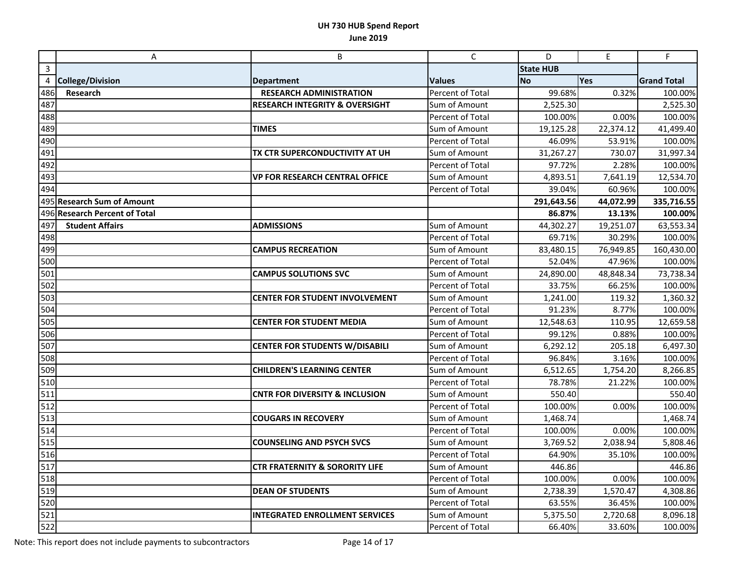# UH 730 HUB Spend Report

## June 2019

| | A | B | C | D | E | F |
|---|---|---|---|---|---|---|
| 3 | | | | State HUB | | |
| 4 | **College/Division** | **Department** | **Values** | **No** | **Yes** | **Grand Total** |
| 486 | **Research** | **RESEARCH ADMINISTRATION** | Percent of Total | 99.68% | 0.32% | 100.00% |
| 487 | | **RESEARCH INTEGRITY & OVERSIGHT** | Sum of Amount | 2,525.30 | | 2,525.30 |
| 488 | | | Percent of Total | 100.00% | 0.00% | 100.00% |
| 489 | | **TIMES** | Sum of Amount | 19,125.28 | 22,374.12 | 41,499.40 |
| 490 | | | Percent of Total | 46.09% | 53.91% | 100.00% |
| 491 | | **TX CTR SUPERCONDUCTIVITY AT UH** | Sum of Amount | 31,267.27 | 730.07 | 31,997.34 |
| 492 | | | Percent of Total | 97.72% | 2.28% | 100.00% |
| 493 | | **VP FOR RESEARCH CENTRAL OFFICE** | Sum of Amount | 4,893.51 | 7,641.19 | 12,534.70 |
| 494 | | | Percent of Total | 39.04% | 60.96% | 100.00% |
| 495 | **Research Sum of Amount** | | | **291,643.56** | **44,072.99** | **335,716.55** |
| 496 | **Research Percent of Total** | | | **86.87%** | **13.13%** | **100.00%** |
| 497 | **Student Affairs** | **ADMISSIONS** | Sum of Amount | 44,302.27 | 19,251.07 | 63,553.34 |
| 498 | | | Percent of Total | 69.71% | 30.29% | 100.00% |
| 499 | | **CAMPUS RECREATION** | Sum of Amount | 83,480.15 | 76,949.85 | 160,430.00 |
| 500 | | | Percent of Total | 52.04% | 47.96% | 100.00% |
| 501 | | **CAMPUS SOLUTIONS SVC** | Sum of Amount | 24,890.00 | 48,848.34 | 73,738.34 |
| 502 | | | Percent of Total | 33.75% | 66.25% | 100.00% |
| 503 | | **CENTER FOR STUDENT INVOLVEMENT** | Sum of Amount | 1,241.00 | 119.32 | 1,360.32 |
| 504 | | | Percent of Total | 91.23% | 8.77% | 100.00% |
| 505 | | **CENTER FOR STUDENT MEDIA** | Sum of Amount | 12,548.63 | 110.95 | 12,659.58 |
| 506 | | | Percent of Total | 99.12% | 0.88% | 100.00% |
| 507 | | **CENTER FOR STUDENTS W/DISABILI** | Sum of Amount | 6,292.12 | 205.18 | 6,497.30 |
| 508 | | | Percent of Total | 96.84% | 3.16% | 100.00% |
| 509 | | **CHILDREN'S LEARNING CENTER** | Sum of Amount | 6,512.65 | 1,754.20 | 8,266.85 |
| 510 | | | Percent of Total | 78.78% | 21.22% | 100.00% |
| 511 | | **CNTR FOR DIVERSITY & INCLUSION** | Sum of Amount | 550.40 | | 550.40 |
| 512 | | | Percent of Total | 100.00% | 0.00% | 100.00% |
| 513 | | **COUGARS IN RECOVERY** | Sum of Amount | 1,468.74 | | 1,468.74 |
| 514 | | | Percent of Total | 100.00% | 0.00% | 100.00% |
| 515 | | **COUNSELING AND PSYCH SVCS** | Sum of Amount | 3,769.52 | 2,038.94 | 5,808.46 |
| 516 | | | Percent of Total | 64.90% | 35.10% | 100.00% |
| 517 | | **CTR FRATERNITY & SORORITY LIFE** | Sum of Amount | 446.86 | | 446.86 |
| 518 | | | Percent of Total | 100.00% | 0.00% | 100.00% |
| 519 | | **DEAN OF STUDENTS** | Sum of Amount | 2,738.39 | 1,570.47 | 4,308.86 |
| 520 | | | Percent of Total | 63.55% | 36.45% | 100.00% |
| 521 | | **INTEGRATED ENROLLMENT SERVICES** | Sum of Amount | 5,375.50 | 2,720.68 | 8,096.18 |
| 522 | | | Percent of Total | 66.40% | 33.60% | 100.00% |

Note: This report does not include payments to subcontractors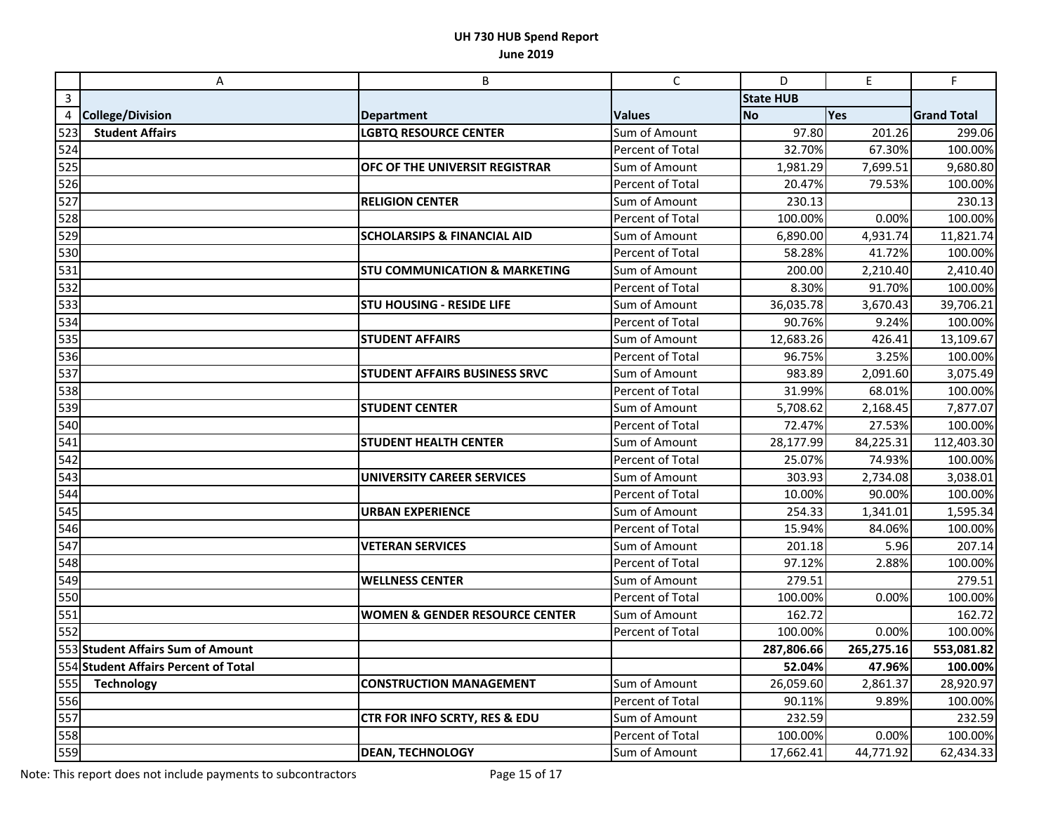**UH 730 HUB Spend Report**

**June 2019**

| | A | B | C | D | E | F |
|---|---|---|---|---|---|---|
| 3 | | | | **State HUB** | | |
| 4 | **College/Division** | **Department** | **Values** | **No** | **Yes** | **Grand Total** |
| 523 | **Student Affairs** | **LGBTQ RESOURCE CENTER** | Sum of Amount | 97.80 | 201.26 | 299.06 |
| 524 | | | Percent of Total | 32.70% | 67.30% | 100.00% |
| 525 | | **OFC OF THE UNIVERSIT REGISTRAR** | Sum of Amount | 1,981.29 | 7,699.51 | 9,680.80 |
| 526 | | | Percent of Total | 20.47% | 79.53% | 100.00% |
| 527 | | **RELIGION CENTER** | Sum of Amount | 230.13 | | 230.13 |
| 528 | | | Percent of Total | 100.00% | 0.00% | 100.00% |
| 529 | | **SCHOLARSIPS & FINANCIAL AID** | Sum of Amount | 6,890.00 | 4,931.74 | 11,821.74 |
| 530 | | | Percent of Total | 58.28% | 41.72% | 100.00% |
| 531 | | **STU COMMUNICATION & MARKETING** | Sum of Amount | 200.00 | 2,210.40 | 2,410.40 |
| 532 | | | Percent of Total | 8.30% | 91.70% | 100.00% |
| 533 | | **STU HOUSING - RESIDE LIFE** | Sum of Amount | 36,035.78 | 3,670.43 | 39,706.21 |
| 534 | | | Percent of Total | 90.76% | 9.24% | 100.00% |
| 535 | | **STUDENT AFFAIRS** | Sum of Amount | 12,683.26 | 426.41 | 13,109.67 |
| 536 | | | Percent of Total | 96.75% | 3.25% | 100.00% |
| 537 | | **STUDENT AFFAIRS BUSINESS SRVC** | Sum of Amount | 983.89 | 2,091.60 | 3,075.49 |
| 538 | | | Percent of Total | 31.99% | 68.01% | 100.00% |
| 539 | | **STUDENT CENTER** | Sum of Amount | 5,708.62 | 2,168.45 | 7,877.07 |
| 540 | | | Percent of Total | 72.47% | 27.53% | 100.00% |
| 541 | | **STUDENT HEALTH CENTER** | Sum of Amount | 28,177.99 | 84,225.31 | 112,403.30 |
| 542 | | | Percent of Total | 25.07% | 74.93% | 100.00% |
| 543 | | **UNIVERSITY CAREER SERVICES** | Sum of Amount | 303.93 | 2,734.08 | 3,038.01 |
| 544 | | | Percent of Total | 10.00% | 90.00% | 100.00% |
| 545 | | **URBAN EXPERIENCE** | Sum of Amount | 254.33 | 1,341.01 | 1,595.34 |
| 546 | | | Percent of Total | 15.94% | 84.06% | 100.00% |
| 547 | | **VETERAN SERVICES** | Sum of Amount | 201.18 | 5.96 | 207.14 |
| 548 | | | Percent of Total | 97.12% | 2.88% | 100.00% |
| 549 | | **WELLNESS CENTER** | Sum of Amount | 279.51 | | 279.51 |
| 550 | | | Percent of Total | 100.00% | 0.00% | 100.00% |
| 551 | | **WOMEN & GENDER RESOURCE CENTER** | Sum of Amount | 162.72 | | 162.72 |
| 552 | | | Percent of Total | 100.00% | 0.00% | 100.00% |
| 553 | **Student Affairs Sum of Amount** | | | **287,806.66** | **265,275.16** | **553,081.82** |
| 554 | **Student Affairs Percent of Total** | | | **52.04%** | **47.96%** | **100.00%** |
| 555 | **Technology** | **CONSTRUCTION MANAGEMENT** | Sum of Amount | 26,059.60 | 2,861.37 | 28,920.97 |
| 556 | | | Percent of Total | 90.11% | 9.89% | 100.00% |
| 557 | | **CTR FOR INFO SCRTY, RES & EDU** | Sum of Amount | 232.59 | | 232.59 |
| 558 | | | Percent of Total | 100.00% | 0.00% | 100.00% |
| 559 | | **DEAN, TECHNOLOGY** | Sum of Amount | 17,662.41 | 44,771.92 | 62,434.33 |

Note: This report does not include payments to subcontractors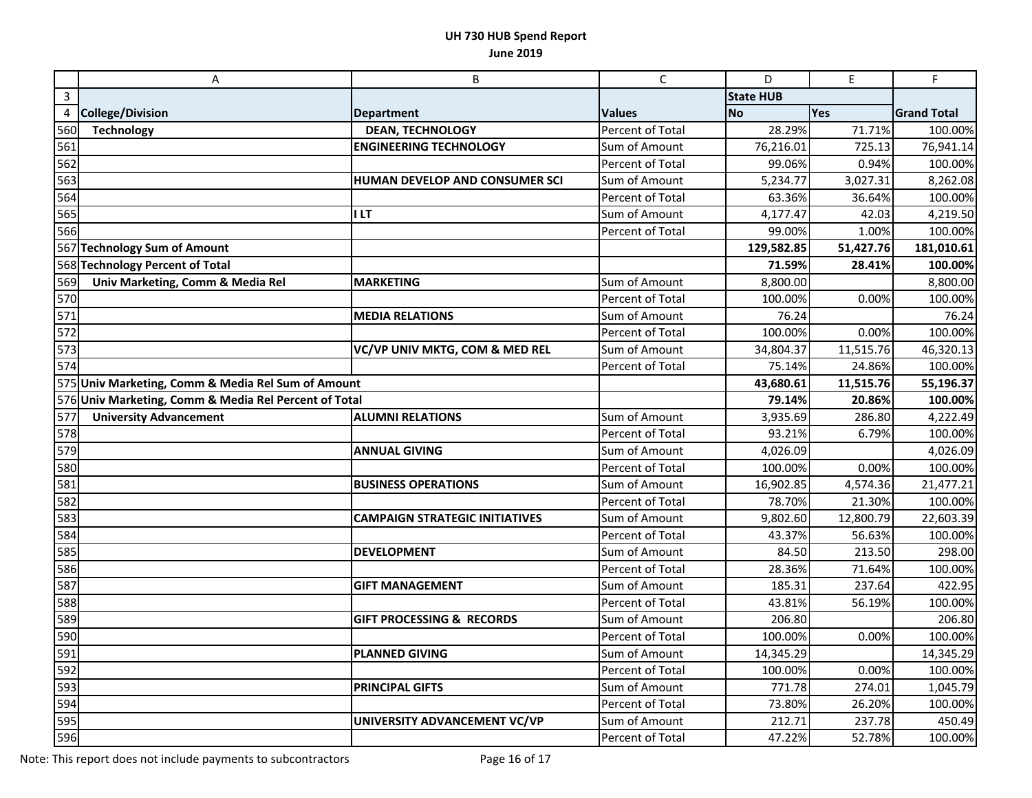**UH 730 HUB Spend Report**
**June 2019**

| | A | B | C | D | E | F |
|---|---|---|---|---|---|---|
| 3 | | | | **State HUB** | | |
| 4 | **College/Division** | **Department** | **Values** | **No** | **Yes** | **Grand Total** |
| 560 | **Technology** | **DEAN, TECHNOLOGY** | Percent of Total | 28.29% | 71.71% | 100.00% |
| 561 | | **ENGINEERING TECHNOLOGY** | Sum of Amount | 76,216.01 | 725.13 | 76,941.14 |
| 562 | | | Percent of Total | 99.06% | 0.94% | 100.00% |
| 563 | | **HUMAN DEVELOP AND CONSUMER SCI** | Sum of Amount | 5,234.77 | 3,027.31 | 8,262.08 |
| 564 | | | Percent of Total | 63.36% | 36.64% | 100.00% |
| 565 | | **I LT** | Sum of Amount | 4,177.47 | 42.03 | 4,219.50 |
| 566 | | | Percent of Total | 99.00% | 1.00% | 100.00% |
| 567 | **Technology Sum of Amount** | | | **129,582.85** | **51,427.76** | **181,010.61** |
| 568 | **Technology Percent of Total** | | | **71.59%** | **28.41%** | **100.00%** |
| 569 | **Univ Marketing, Comm & Media Rel** | **MARKETING** | Sum of Amount | 8,800.00 | | 8,800.00 |
| 570 | | | Percent of Total | 100.00% | 0.00% | 100.00% |
| 571 | | **MEDIA RELATIONS** | Sum of Amount | 76.24 | | 76.24 |
| 572 | | | Percent of Total | 100.00% | 0.00% | 100.00% |
| 573 | | **VC/VP UNIV MKTG, COM & MED REL** | Sum of Amount | 34,804.37 | 11,515.76 | 46,320.13 |
| 574 | | | Percent of Total | 75.14% | 24.86% | 100.00% |
| 575 | **Univ Marketing, Comm & Media Rel Sum of Amount** | | | **43,680.61** | **11,515.76** | **55,196.37** |
| 576 | **Univ Marketing, Comm & Media Rel Percent of Total** | | | **79.14%** | **20.86%** | **100.00%** |
| 577 | **University Advancement** | **ALUMNI RELATIONS** | Sum of Amount | 3,935.69 | 286.80 | 4,222.49 |
| 578 | | | Percent of Total | 93.21% | 6.79% | 100.00% |
| 579 | | **ANNUAL GIVING** | Sum of Amount | 4,026.09 | | 4,026.09 |
| 580 | | | Percent of Total | 100.00% | 0.00% | 100.00% |
| 581 | | **BUSINESS OPERATIONS** | Sum of Amount | 16,902.85 | 4,574.36 | 21,477.21 |
| 582 | | | Percent of Total | 78.70% | 21.30% | 100.00% |
| 583 | | **CAMPAIGN STRATEGIC INITIATIVES** | Sum of Amount | 9,802.60 | 12,800.79 | 22,603.39 |
| 584 | | | Percent of Total | 43.37% | 56.63% | 100.00% |
| 585 | | **DEVELOPMENT** | Sum of Amount | 84.50 | 213.50 | 298.00 |
| 586 | | | Percent of Total | 28.36% | 71.64% | 100.00% |
| 587 | | **GIFT MANAGEMENT** | Sum of Amount | 185.31 | 237.64 | 422.95 |
| 588 | | | Percent of Total | 43.81% | 56.19% | 100.00% |
| 589 | | **GIFT PROCESSING & RECORDS** | Sum of Amount | 206.80 | | 206.80 |
| 590 | | | Percent of Total | 100.00% | 0.00% | 100.00% |
| 591 | | **PLANNED GIVING** | Sum of Amount | 14,345.29 | | 14,345.29 |
| 592 | | | Percent of Total | 100.00% | 0.00% | 100.00% |
| 593 | | **PRINCIPAL GIFTS** | Sum of Amount | 771.78 | 274.01 | 1,045.79 |
| 594 | | | Percent of Total | 73.80% | 26.20% | 100.00% |
| 595 | | **UNIVERSITY ADVANCEMENT VC/VP** | Sum of Amount | 212.71 | 237.78 | 450.49 |
| 596 | | | Percent of Total | 47.22% | 52.78% | 100.00% |

Note: This report does not include payments to subcontractors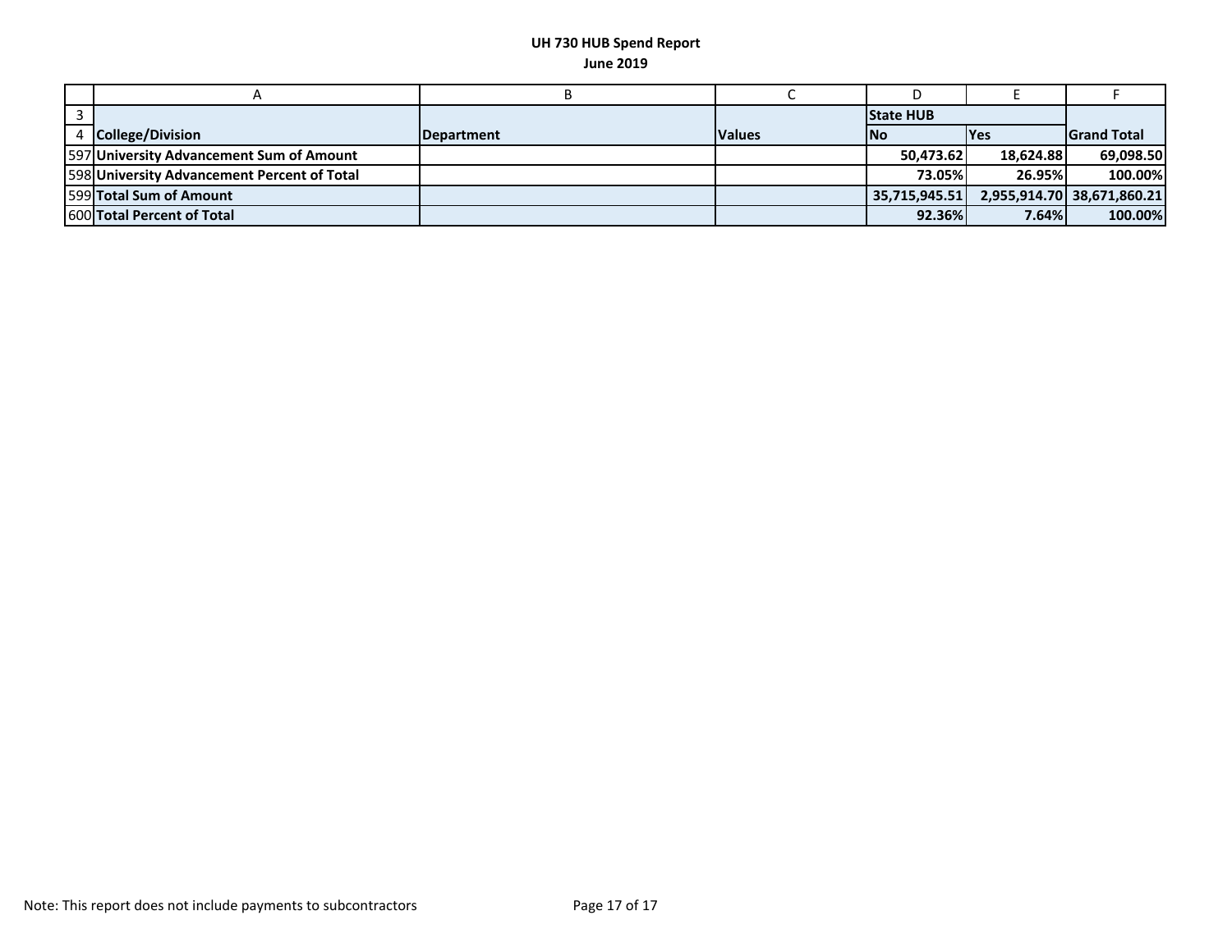**UH 730 HUB Spend Report**
**June 2019**

| | A | B | C | D | E | F |
|---|---|---|---|---|---|---|
| 3 | | | | State HUB | | |
| 4 | College/Division | Department | Values | No | Yes | Grand Total |
| 597 | University Advancement Sum of Amount | | | 50,473.62 | 18,624.88 | 69,098.50 |
| 598 | University Advancement Percent of Total | | | 73.05% | 26.95% | 100.00% |
| 599 | Total Sum of Amount | | | 35,715,945.51 | 2,955,914.70 | 38,671,860.21 |
| 600 | Total Percent of Total | | | 92.36% | 7.64% | 100.00% |

Note: This report does not include payments to subcontractors